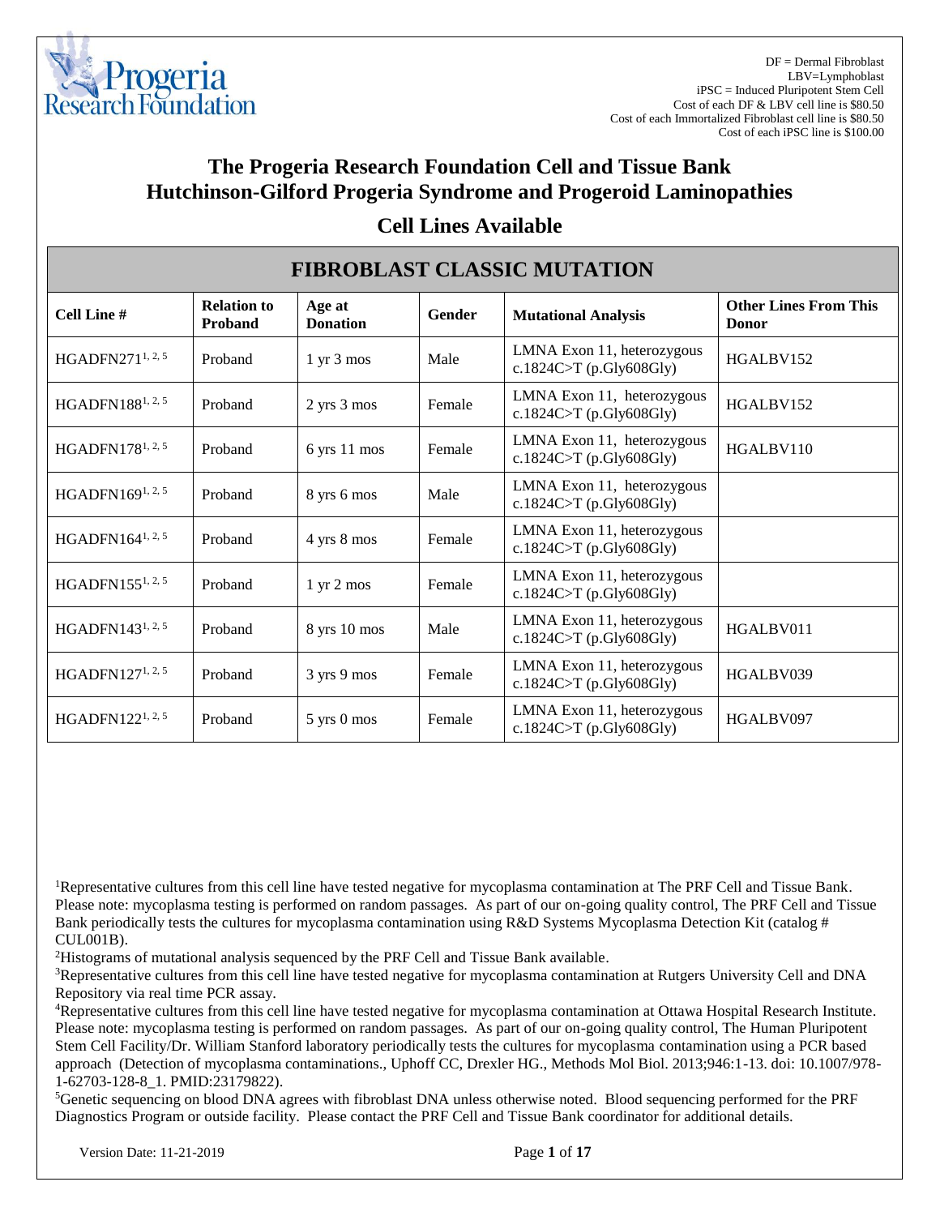DF = Dermal Fibroblast
LBV=Lymphoblast
iPSC = Induced Pluripotent Stem Cell
Cost of each DF & LBV cell line is $80.50
Cost of each Immortalized Fibroblast cell line is $80.50
Cost of each iPSC line is $100.00

# The Progeria Research Foundation Cell and Tissue Bank
# Hutchinson-Gilford Progeria Syndrome and Progeroid Laminopathies

## Cell Lines Available

| FIBROBLAST CLASSIC MUTATION | | | | | |
|---|---|---|---|---|---|
| **Cell Line #** | **Relation to Proband** | **Age at Donation** | **Gender** | **Mutational Analysis** | **Other Lines From This Donor** |
| HGADFN271[1, 2, 5] | Proband | 1 yr 3 mos | Male | LMNA Exon 11, heterozygous c.1824C>T (p.Gly608Gly) | HGALBV152 |
| HGADFN188[1, 2, 5] | Proband | 2 yrs 3 mos | Female | LMNA Exon 11, heterozygous c.1824C>T (p.Gly608Gly) | HGALBV152 |
| HGADFN178[1, 2, 5] | Proband | 6 yrs 11 mos | Female | LMNA Exon 11, heterozygous c.1824C>T (p.Gly608Gly) | HGALBV110 |
| HGADFN169[1, 2, 5] | Proband | 8 yrs 6 mos | Male | LMNA Exon 11, heterozygous c.1824C>T (p.Gly608Gly) | |
| HGADFN164[1, 2, 5] | Proband | 4 yrs 8 mos | Female | LMNA Exon 11, heterozygous c.1824C>T (p.Gly608Gly) | |
| HGADFN155[1, 2, 5] | Proband | 1 yr 2 mos | Female | LMNA Exon 11, heterozygous c.1824C>T (p.Gly608Gly) | |
| HGADFN143[1, 2, 5] | Proband | 8 yrs 10 mos | Male | LMNA Exon 11, heterozygous c.1824C>T (p.Gly608Gly) | HGALBV011 |
| HGADFN127[1, 2, 5] | Proband | 3 yrs 9 mos | Female | LMNA Exon 11, heterozygous c.1824C>T (p.Gly608Gly) | HGALBV039 |
| HGADFN122[1, 2, 5] | Proband | 5 yrs 0 mos | Female | LMNA Exon 11, heterozygous c.1824C>T (p.Gly608Gly) | HGALBV097 |

[1]Representative cultures from this cell line have tested negative for mycoplasma contamination at The PRF Cell and Tissue Bank. Please note: mycoplasma testing is performed on random passages. As part of our on-going quality control, The PRF Cell and Tissue Bank periodically tests the cultures for mycoplasma contamination using R&D Systems Mycoplasma Detection Kit (catalog # CUL001B).

[2]Histograms of mutational analysis sequenced by the PRF Cell and Tissue Bank available.

[3]Representative cultures from this cell line have tested negative for mycoplasma contamination at Rutgers University Cell and DNA Repository via real time PCR assay.

[4]Representative cultures from this cell line have tested negative for mycoplasma contamination at Ottawa Hospital Research Institute. Please note: mycoplasma testing is performed on random passages. As part of our on-going quality control, The Human Pluripotent Stem Cell Facility/Dr. William Stanford laboratory periodically tests the cultures for mycoplasma contamination using a PCR based approach (Detection of mycoplasma contaminations., Uphoff CC, Drexler HG., Methods Mol Biol. 2013;946:1-13. doi: 10.1007/978-1-62703-128-8_1. PMID:23179822).

[5]Genetic sequencing on blood DNA agrees with fibroblast DNA unless otherwise noted. Blood sequencing performed for the PRF Diagnostics Program or outside facility. Please contact the PRF Cell and Tissue Bank coordinator for additional details.

Version Date: 11-21-2019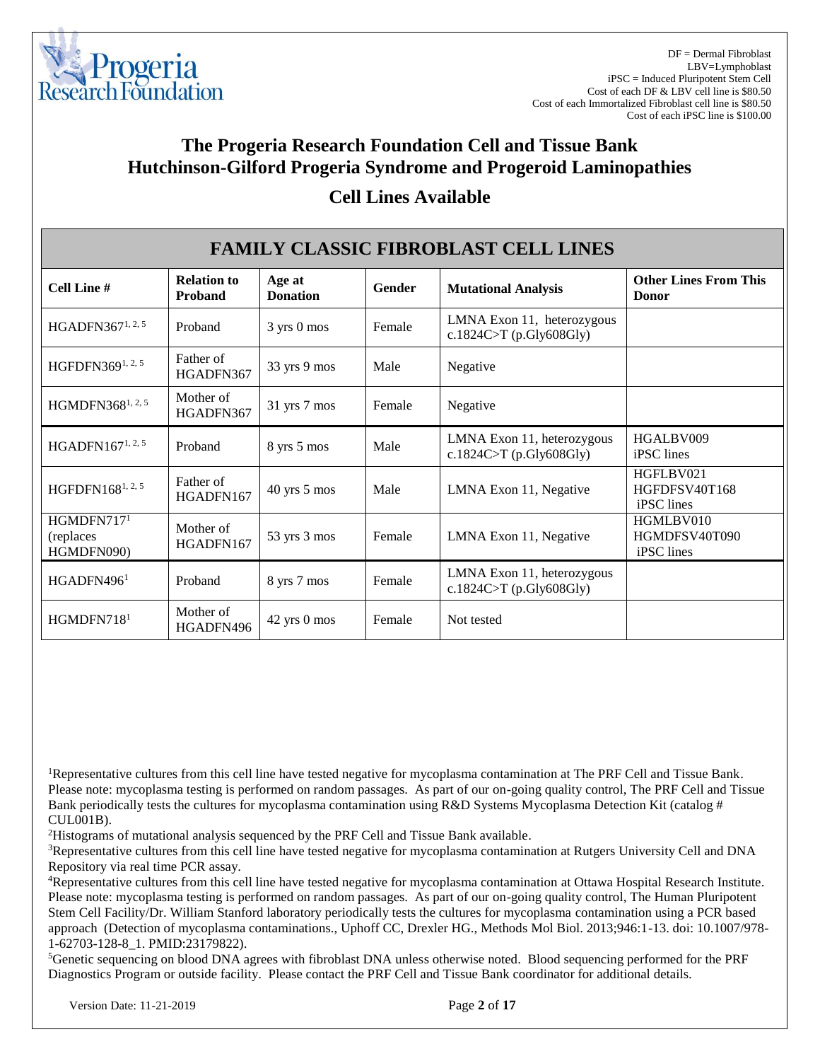DF = Dermal Fibroblast
LBV=Lymphoblast
iPSC = Induced Pluripotent Stem Cell
Cost of each DF & LBV cell line is $80.50
Cost of each Immortalized Fibroblast cell line is $80.50
Cost of each iPSC line is $100.00

# The Progeria Research Foundation Cell and Tissue Bank
# Hutchinson-Gilford Progeria Syndrome and Progeroid Laminopathies

## Cell Lines Available

## FAMILY CLASSIC FIBROBLAST CELL LINES

| Cell Line # | Relation to Proband | Age at Donation | Gender | Mutational Analysis | Other Lines From This Donor |
|---|---|---|---|---|---|
| HGADFN367[1, 2, 5] | Proband | 3 yrs 0 mos | Female | LMNA Exon 11, heterozygous c.1824C>T (p.Gly608Gly) | |
| HGFDFN369[1, 2, 5] | Father of HGADFN367 | 33 yrs 9 mos | Male | Negative | |
| HGMDFN368[1, 2, 5] | Mother of HGADFN367 | 31 yrs 7 mos | Female | Negative | |
| HGADFN167[1, 2, 5] | Proband | 8 yrs 5 mos | Male | LMNA Exon 11, heterozygous c.1824C>T (p.Gly608Gly) | HGALBV009 iPSC lines |
| HGFDFN168[1, 2, 5] | Father of HGADFN167 | 40 yrs 5 mos | Male | LMNA Exon 11, Negative | HGFLBV021 HGFDFSV40T168 iPSC lines |
| HGMDFN717[1] (replaces HGMDFN090) | Mother of HGADFN167 | 53 yrs 3 mos | Female | LMNA Exon 11, Negative | HGMLBV010 HGMDFSV40T090 iPSC lines |
| HGADFN496[1] | Proband | 8 yrs 7 mos | Female | LMNA Exon 11, heterozygous c.1824C>T (p.Gly608Gly) | |
| HGMDFN718[1] | Mother of HGADFN496 | 42 yrs 0 mos | Female | Not tested | |

[1]Representative cultures from this cell line have tested negative for mycoplasma contamination at The PRF Cell and Tissue Bank. Please note: mycoplasma testing is performed on random passages. As part of our on-going quality control, The PRF Cell and Tissue Bank periodically tests the cultures for mycoplasma contamination using R&D Systems Mycoplasma Detection Kit (catalog # CUL001B).

[2]Histograms of mutational analysis sequenced by the PRF Cell and Tissue Bank available.

[3]Representative cultures from this cell line have tested negative for mycoplasma contamination at Rutgers University Cell and DNA Repository via real time PCR assay.

[4]Representative cultures from this cell line have tested negative for mycoplasma contamination at Ottawa Hospital Research Institute. Please note: mycoplasma testing is performed on random passages. As part of our on-going quality control, The Human Pluripotent Stem Cell Facility/Dr. William Stanford laboratory periodically tests the cultures for mycoplasma contamination using a PCR based approach (Detection of mycoplasma contaminations., Uphoff CC, Drexler HG., Methods Mol Biol. 2013;946:1-13. doi: 10.1007/978-1-62703-128-8_1. PMID:23179822).

[5]Genetic sequencing on blood DNA agrees with fibroblast DNA unless otherwise noted. Blood sequencing performed for the PRF Diagnostics Program or outside facility. Please contact the PRF Cell and Tissue Bank coordinator for additional details.

Version Date: 11-21-2019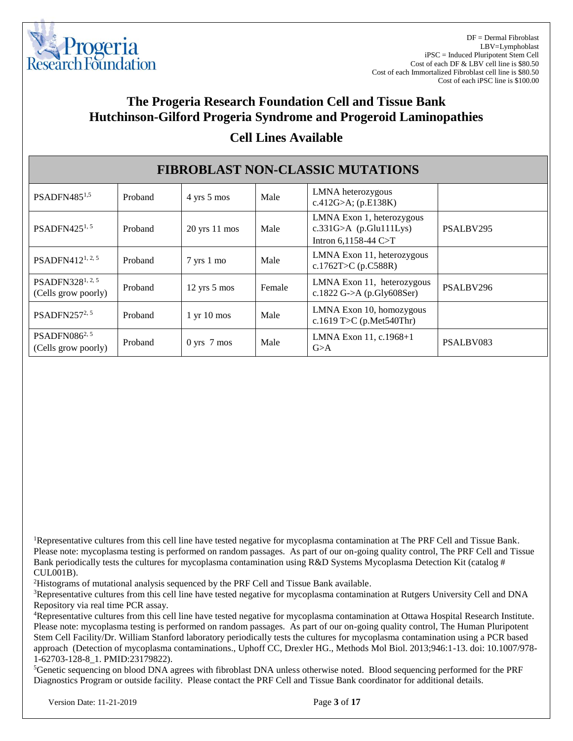DF = Dermal Fibroblast
LBV=Lymphoblast
iPSC = Induced Pluripotent Stem Cell
Cost of each DF & LBV cell line is $80.50
Cost of each Immortalized Fibroblast cell line is $80.50
Cost of each iPSC line is $100.00

# The Progeria Research Foundation Cell and Tissue Bank
# Hutchinson-Gilford Progeria Syndrome and Progeroid Laminopathies

## Cell Lines Available

| FIBROBLAST NON-CLASSIC MUTATIONS | | | | | |
|---|---|---|---|---|---|
| PSADFN485[1,5] | Proband | 4 yrs 5 mos | Male | LMNA heterozygous c.412G>A; (p.E138K) | |
| PSADFN425[1, 5] | Proband | 20 yrs 11 mos | Male | LMNA Exon 1, heterozygous c.331G>A (p.Glu111Lys) Intron 6,1158-44 C>T | PSALBV295 |
| PSADFN412[1, 2, 5] | Proband | 7 yrs 1 mo | Male | LMNA Exon 11, heterozygous c.1762T>C (p.C588R) | |
| PSADFN328[1, 2, 5] (Cells grow poorly) | Proband | 12 yrs 5 mos | Female | LMNA Exon 11, heterozygous c.1822 G->A (p.Gly608Ser) | PSALBV296 |
| PSADFN257[2, 5] | Proband | 1 yr 10 mos | Male | LMNA Exon 10, homozygous c.1619 T>C (p.Met540Thr) | |
| PSADFN086[2, 5] (Cells grow poorly) | Proband | 0 yrs 7 mos | Male | LMNA Exon 11, c.1968+1 G>A | PSALBV083 |

[1]Representative cultures from this cell line have tested negative for mycoplasma contamination at The PRF Cell and Tissue Bank. Please note: mycoplasma testing is performed on random passages. As part of our on-going quality control, The PRF Cell and Tissue Bank periodically tests the cultures for mycoplasma contamination using R&D Systems Mycoplasma Detection Kit (catalog # CUL001B).

[2]Histograms of mutational analysis sequenced by the PRF Cell and Tissue Bank available.

[3]Representative cultures from this cell line have tested negative for mycoplasma contamination at Rutgers University Cell and DNA Repository via real time PCR assay.

[4]Representative cultures from this cell line have tested negative for mycoplasma contamination at Ottawa Hospital Research Institute. Please note: mycoplasma testing is performed on random passages. As part of our on-going quality control, The Human Pluripotent Stem Cell Facility/Dr. William Stanford laboratory periodically tests the cultures for mycoplasma contamination using a PCR based approach (Detection of mycoplasma contaminations., Uphoff CC, Drexler HG., Methods Mol Biol. 2013;946:1-13. doi: 10.1007/978-1-62703-128-8_1. PMID:23179822).

[5]Genetic sequencing on blood DNA agrees with fibroblast DNA unless otherwise noted. Blood sequencing performed for the PRF Diagnostics Program or outside facility. Please contact the PRF Cell and Tissue Bank coordinator for additional details.

Version Date: 11-21-2019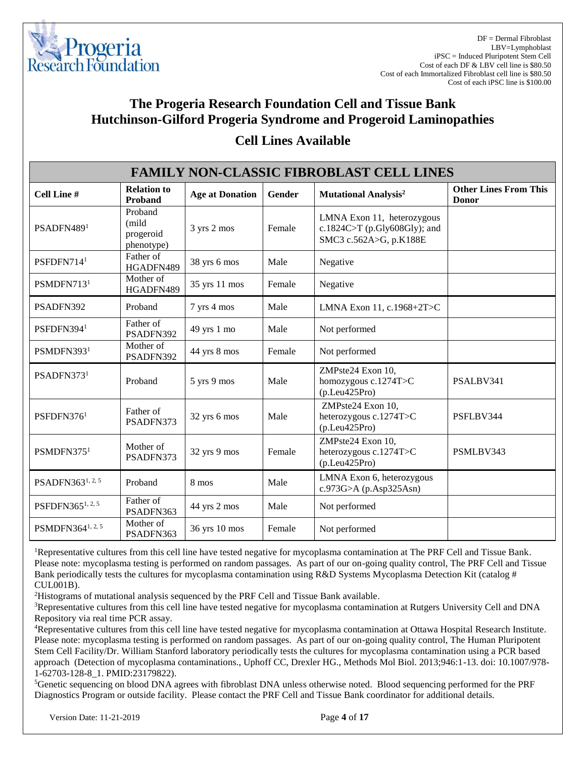DF = Dermal Fibroblast
LBV=Lymphoblast
iPSC = Induced Pluripotent Stem Cell
Cost of each DF & LBV cell line is $80.50
Cost of each Immortalized Fibroblast cell line is $80.50
Cost of each iPSC line is $100.00

# The Progeria Research Foundation Cell and Tissue Bank
# Hutchinson-Gilford Progeria Syndrome and Progeroid Laminopathies

## Cell Lines Available

| FAMILY NON-CLASSIC FIBROBLAST CELL LINES | | | | | |
|---|---|---|---|---|---|
| **Cell Line #** | **Relation to Proband** | **Age at Donation** | **Gender** | **Mutational Analysis[2]** | **Other Lines From This Donor** |
| PSADFN489[1] | Proband (mild progeroid phenotype) | 3 yrs 2 mos | Female | LMNA Exon 11, heterozygous c.1824C>T (p.Gly608Gly); and SMC3 c.562A>G, p.K188E | |
| PSFDFN714[1] | Father of HGADFN489 | 38 yrs 6 mos | Male | Negative | |
| PSMDFN713[1] | Mother of HGADFN489 | 35 yrs 11 mos | Female | Negative | |
| PSADFN392 | Proband | 7 yrs 4 mos | Male | LMNA Exon 11, c.1968+2T>C | |
| PSFDFN394[1] | Father of PSADFN392 | 49 yrs 1 mo | Male | Not performed | |
| PSMDFN393[1] | Mother of PSADFN392 | 44 yrs 8 mos | Female | Not performed | |
| PSADFN373[1] | Proband | 5 yrs 9 mos | Male | ZMPste24 Exon 10, homozygous c.1274T>C (p.Leu425Pro) | PSALBV341 |
| PSFDFN376[1] | Father of PSADFN373 | 32 yrs 6 mos | Male | ZMPste24 Exon 10, heterozygous c.1274T>C (p.Leu425Pro) | PSFLBV344 |
| PSMDFN375[1] | Mother of PSADFN373 | 32 yrs 9 mos | Female | ZMPste24 Exon 10, heterozygous c.1274T>C (p.Leu425Pro) | PSMLBV343 |
| PSADFN363[1, 2, 5] | Proband | 8 mos | Male | LMNA Exon 6, heterozygous c.973G>A (p.Asp325Asn) | |
| PSFDFN365[1, 2, 5] | Father of PSADFN363 | 44 yrs 2 mos | Male | Not performed | |
| PSMDFN364[1, 2, 5] | Mother of PSADFN363 | 36 yrs 10 mos | Female | Not performed | |

[1]Representative cultures from this cell line have tested negative for mycoplasma contamination at The PRF Cell and Tissue Bank. Please note: mycoplasma testing is performed on random passages. As part of our on-going quality control, The PRF Cell and Tissue Bank periodically tests the cultures for mycoplasma contamination using R&D Systems Mycoplasma Detection Kit (catalog # CUL001B).

[2]Histograms of mutational analysis sequenced by the PRF Cell and Tissue Bank available.

[3]Representative cultures from this cell line have tested negative for mycoplasma contamination at Rutgers University Cell and DNA Repository via real time PCR assay.

[4]Representative cultures from this cell line have tested negative for mycoplasma contamination at Ottawa Hospital Research Institute. Please note: mycoplasma testing is performed on random passages. As part of our on-going quality control, The Human Pluripotent Stem Cell Facility/Dr. William Stanford laboratory periodically tests the cultures for mycoplasma contamination using a PCR based approach (Detection of mycoplasma contaminations., Uphoff CC, Drexler HG., Methods Mol Biol. 2013;946:1-13. doi: 10.1007/978-1-62703-128-8_1. PMID:23179822).

[5]Genetic sequencing on blood DNA agrees with fibroblast DNA unless otherwise noted. Blood sequencing performed for the PRF Diagnostics Program or outside facility. Please contact the PRF Cell and Tissue Bank coordinator for additional details.

Version Date: 11-21-2019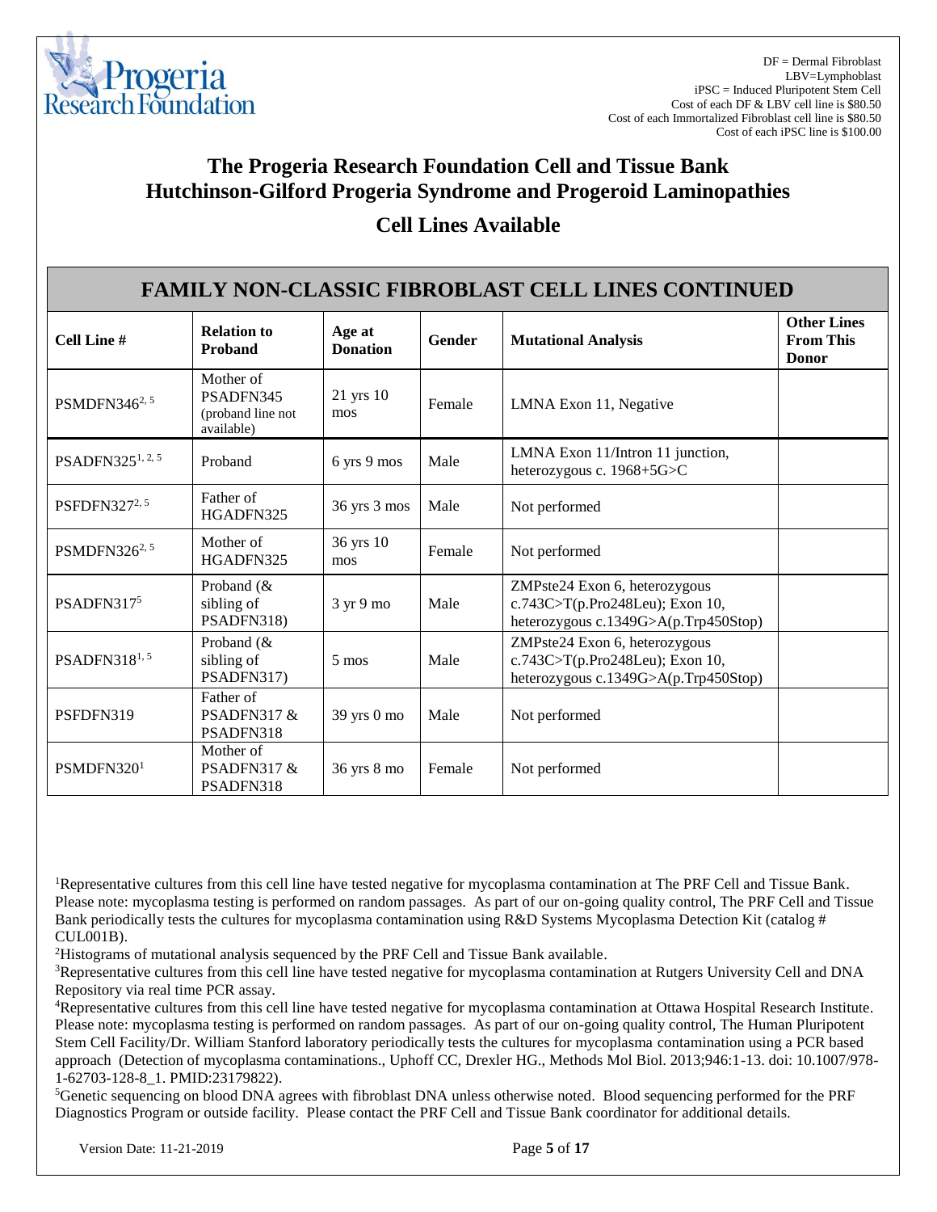DF = Dermal Fibroblast
LBV=Lymphoblast
iPSC = Induced Pluripotent Stem Cell
Cost of each DF & LBV cell line is $80.50
Cost of each Immortalized Fibroblast cell line is $80.50
Cost of each iPSC line is $100.00

# The Progeria Research Foundation Cell and Tissue Bank
# Hutchinson-Gilford Progeria Syndrome and Progeroid Laminopathies

## Cell Lines Available

## FAMILY NON-CLASSIC FIBROBLAST CELL LINES CONTINUED

| Cell Line # | Relation to Proband | Age at Donation | Gender | Mutational Analysis | Other Lines From This Donor |
|---|---|---|---|---|---|
| PSMDFN346[2, 5] | Mother of PSADFN345 (proband line not available) | 21 yrs 10 mos | Female | LMNA Exon 11, Negative | |
| PSADFN325[1, 2, 5] | Proband | 6 yrs 9 mos | Male | LMNA Exon 11/Intron 11 junction, heterozygous c. 1968+5G>C | |
| PSFDFN327[2, 5] | Father of HGADFN325 | 36 yrs 3 mos | Male | Not performed | |
| PSMDFN326[2, 5] | Mother of HGADFN325 | 36 yrs 10 mos | Female | Not performed | |
| PSADFN317[5] | Proband (& sibling of PSADFN318) | 3 yr 9 mo | Male | ZMPste24 Exon 6, heterozygous c.743C>T(p.Pro248Leu); Exon 10, heterozygous c.1349G>A(p.Trp450Stop) | |
| PSADFN318[1, 5] | Proband (& sibling of PSADFN317) | 5 mos | Male | ZMPste24 Exon 6, heterozygous c.743C>T(p.Pro248Leu); Exon 10, heterozygous c.1349G>A(p.Trp450Stop) | |
| PSFDFN319 | Father of PSADFN317 & PSADFN318 | 39 yrs 0 mo | Male | Not performed | |
| PSMDFN320[1] | Mother of PSADFN317 & PSADFN318 | 36 yrs 8 mo | Female | Not performed | |

[1]Representative cultures from this cell line have tested negative for mycoplasma contamination at The PRF Cell and Tissue Bank. Please note: mycoplasma testing is performed on random passages. As part of our on-going quality control, The PRF Cell and Tissue Bank periodically tests the cultures for mycoplasma contamination using R&D Systems Mycoplasma Detection Kit (catalog # CUL001B).

[2]Histograms of mutational analysis sequenced by the PRF Cell and Tissue Bank available.

[3]Representative cultures from this cell line have tested negative for mycoplasma contamination at Rutgers University Cell and DNA Repository via real time PCR assay.

[4]Representative cultures from this cell line have tested negative for mycoplasma contamination at Ottawa Hospital Research Institute. Please note: mycoplasma testing is performed on random passages. As part of our on-going quality control, The Human Pluripotent Stem Cell Facility/Dr. William Stanford laboratory periodically tests the cultures for mycoplasma contamination using a PCR based approach (Detection of mycoplasma contaminations., Uphoff CC, Drexler HG., Methods Mol Biol. 2013;946:1-13. doi: 10.1007/978-1-62703-128-8_1. PMID:23179822).

[5]Genetic sequencing on blood DNA agrees with fibroblast DNA unless otherwise noted. Blood sequencing performed for the PRF Diagnostics Program or outside facility. Please contact the PRF Cell and Tissue Bank coordinator for additional details.

Version Date: 11-21-2019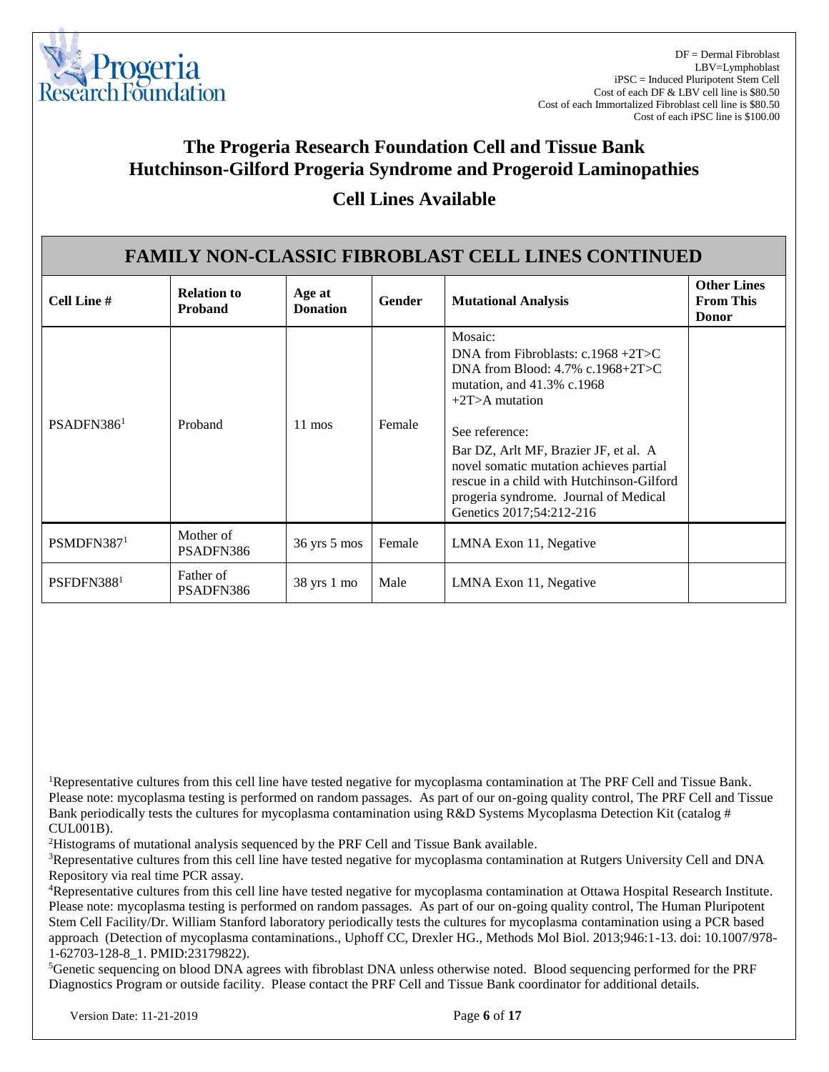DF = Dermal Fibroblast
LBV=Lymphoblast
iPSC = Induced Pluripotent Stem Cell
Cost of each DF & LBV cell line is $80.50
Cost of each Immortalized Fibroblast cell line is $80.50
Cost of each iPSC line is $100.00

# The Progeria Research Foundation Cell and Tissue Bank
# Hutchinson-Gilford Progeria Syndrome and Progeroid Laminopathies

## Cell Lines Available

## FAMILY NON-CLASSIC FIBROBLAST CELL LINES CONTINUED

| Cell Line # | Relation to Proband | Age at Donation | Gender | Mutational Analysis | Other Lines From This Donor |
|---|---|---|---|---|---|
| PSADFN386[1] | Proband | 11 mos | Female | Mosaic: DNA from Fibroblasts: c.1968 +2T>C DNA from Blood: 4.7% c.1968+2T>C mutation, and 41.3% c.1968 +2T>A mutation<br><br>See reference: Bar DZ, Arlt MF, Brazier JF, et al. A novel somatic mutation achieves partial rescue in a child with Hutchinson-Gilford progeria syndrome. Journal of Medical Genetics 2017;54:212-216 | |
| PSMDFN387[1] | Mother of PSADFN386 | 36 yrs 5 mos | Female | LMNA Exon 11, Negative | |
| PSFDFN388[1] | Father of PSADFN386 | 38 yrs 1 mo | Male | LMNA Exon 11, Negative | |

[1]Representative cultures from this cell line have tested negative for mycoplasma contamination at The PRF Cell and Tissue Bank. Please note: mycoplasma testing is performed on random passages. As part of our on-going quality control, The PRF Cell and Tissue Bank periodically tests the cultures for mycoplasma contamination using R&D Systems Mycoplasma Detection Kit (catalog # CUL001B).

[2]Histograms of mutational analysis sequenced by the PRF Cell and Tissue Bank available.

[3]Representative cultures from this cell line have tested negative for mycoplasma contamination at Rutgers University Cell and DNA Repository via real time PCR assay.

[4]Representative cultures from this cell line have tested negative for mycoplasma contamination at Ottawa Hospital Research Institute. Please note: mycoplasma testing is performed on random passages. As part of our on-going quality control, The Human Pluripotent Stem Cell Facility/Dr. William Stanford laboratory periodically tests the cultures for mycoplasma contamination using a PCR based approach (Detection of mycoplasma contaminations., Uphoff CC, Drexler HG., Methods Mol Biol. 2013;946:1-13. doi: 10.1007/978-1-62703-128-8_1. PMID:23179822).

[5]Genetic sequencing on blood DNA agrees with fibroblast DNA unless otherwise noted. Blood sequencing performed for the PRF Diagnostics Program or outside facility. Please contact the PRF Cell and Tissue Bank coordinator for additional details.

Version Date: 11-21-2019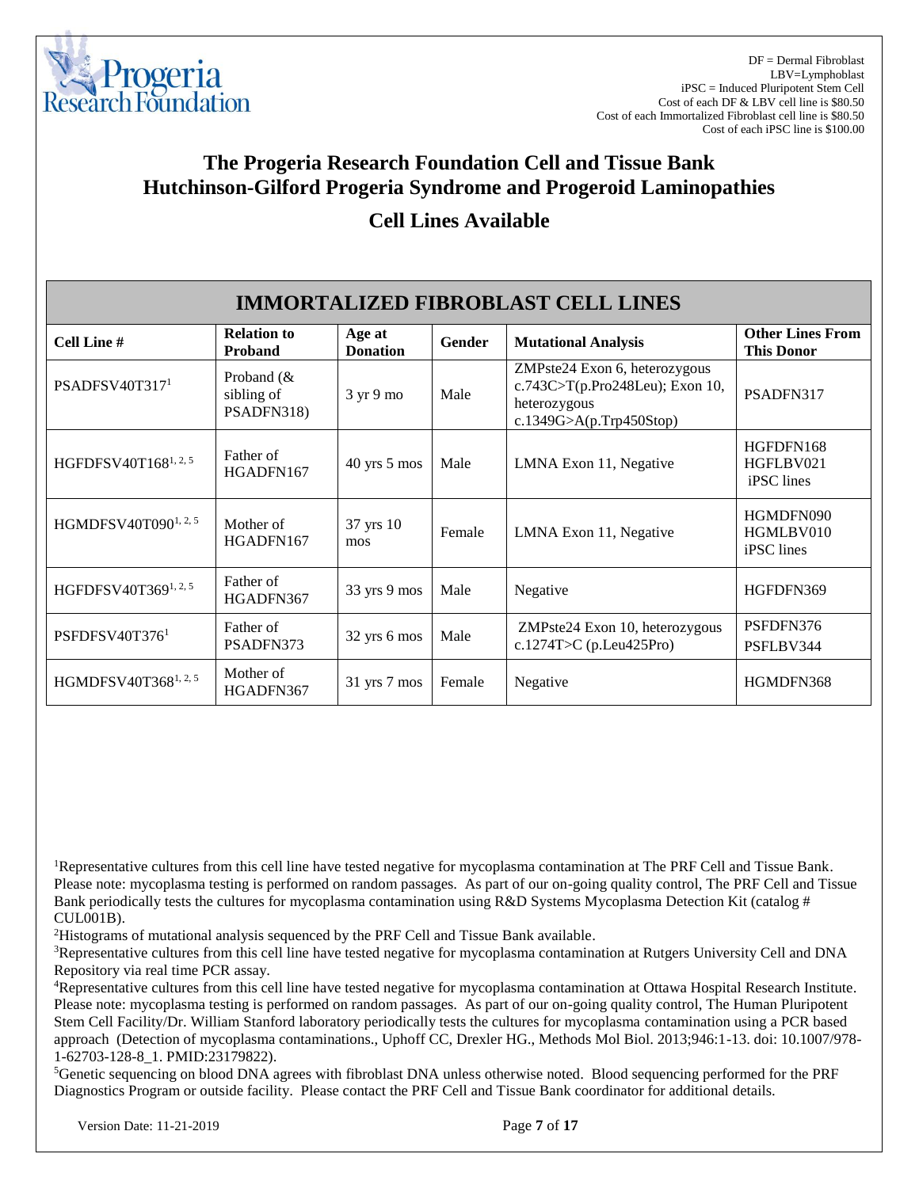DF = Dermal Fibroblast
LBV=Lymphoblast
iPSC = Induced Pluripotent Stem Cell
Cost of each DF & LBV cell line is $80.50
Cost of each Immortalized Fibroblast cell line is $80.50
Cost of each iPSC line is $100.00

# The Progeria Research Foundation Cell and Tissue Bank
# Hutchinson-Gilford Progeria Syndrome and Progeroid Laminopathies

## Cell Lines Available

## IMMORTALIZED FIBROBLAST CELL LINES

| Cell Line # | Relation to Proband | Age at Donation | Gender | Mutational Analysis | Other Lines From This Donor |
|---|---|---|---|---|---|
| PSADFSV40T317[1] | Proband (& sibling of PSADFN318) | 3 yr 9 mo | Male | ZMPste24 Exon 6, heterozygous c.743C>T(p.Pro248Leu); Exon 10, heterozygous c.1349G>A(p.Trp450Stop) | PSADFN317 |
| HGFDFSV40T168[1, 2, 5] | Father of HGADFN167 | 40 yrs 5 mos | Male | LMNA Exon 11, Negative | HGFDFN168 HGFLBV021 iPSC lines |
| HGMDFSV40T090[1, 2, 5] | Mother of HGADFN167 | 37 yrs 10 mos | Female | LMNA Exon 11, Negative | HGMDFN090 HGMLBV010 iPSC lines |
| HGFDFSV40T369[1, 2, 5] | Father of HGADFN367 | 33 yrs 9 mos | Male | Negative | HGFDFN369 |
| PSFDFSV40T376[1] | Father of PSADFN373 | 32 yrs 6 mos | Male | ZMPste24 Exon 10, heterozygous c.1274T>C (p.Leu425Pro) | PSFDFN376 PSFLBV344 |
| HGMDFSV40T368[1, 2, 5] | Mother of HGADFN367 | 31 yrs 7 mos | Female | Negative | HGMDFN368 |

[1]Representative cultures from this cell line have tested negative for mycoplasma contamination at The PRF Cell and Tissue Bank. Please note: mycoplasma testing is performed on random passages. As part of our on-going quality control, The PRF Cell and Tissue Bank periodically tests the cultures for mycoplasma contamination using R&D Systems Mycoplasma Detection Kit (catalog # CUL001B).

[2]Histograms of mutational analysis sequenced by the PRF Cell and Tissue Bank available.

[3]Representative cultures from this cell line have tested negative for mycoplasma contamination at Rutgers University Cell and DNA Repository via real time PCR assay.

[4]Representative cultures from this cell line have tested negative for mycoplasma contamination at Ottawa Hospital Research Institute. Please note: mycoplasma testing is performed on random passages. As part of our on-going quality control, The Human Pluripotent Stem Cell Facility/Dr. William Stanford laboratory periodically tests the cultures for mycoplasma contamination using a PCR based approach (Detection of mycoplasma contaminations., Uphoff CC, Drexler HG., Methods Mol Biol. 2013;946:1-13. doi: 10.1007/978-1-62703-128-8_1. PMID:23179822).

[5]Genetic sequencing on blood DNA agrees with fibroblast DNA unless otherwise noted. Blood sequencing performed for the PRF Diagnostics Program or outside facility. Please contact the PRF Cell and Tissue Bank coordinator for additional details.

Version Date: 11-21-2019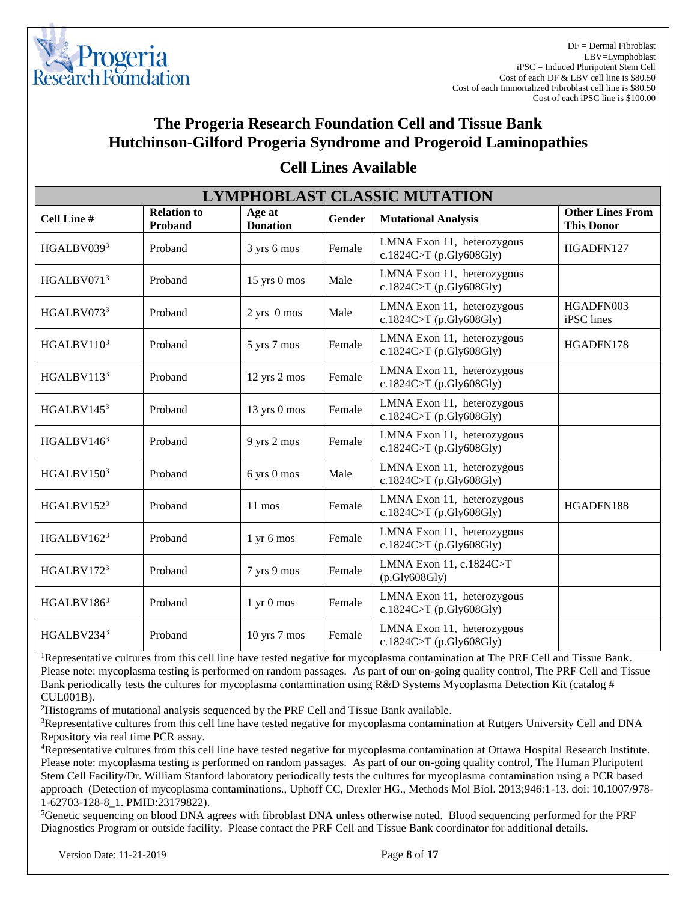DF = Dermal Fibroblast
LBV=Lymphoblast
iPSC = Induced Pluripotent Stem Cell
Cost of each DF & LBV cell line is $80.50
Cost of each Immortalized Fibroblast cell line is $80.50
Cost of each iPSC line is $100.00

## The Progeria Research Foundation Cell and Tissue Bank
## Hutchinson-Gilford Progeria Syndrome and Progeroid Laminopathies

## Cell Lines Available

| LYMPHOBLAST CLASSIC MUTATION | | | | | |
|---|---|---|---|---|---|
| **Cell Line #** | **Relation to Proband** | **Age at Donation** | **Gender** | **Mutational Analysis** | **Other Lines From This Donor** |
| HGALBV039[3] | Proband | 3 yrs 6 mos | Female | LMNA Exon 11, heterozygous c.1824C>T (p.Gly608Gly) | HGADFN127 |
| HGALBV071[3] | Proband | 15 yrs 0 mos | Male | LMNA Exon 11, heterozygous c.1824C>T (p.Gly608Gly) | |
| HGALBV073[3] | Proband | 2 yrs 0 mos | Male | LMNA Exon 11, heterozygous c.1824C>T (p.Gly608Gly) | HGADFN003 iPSC lines |
| HGALBV110[3] | Proband | 5 yrs 7 mos | Female | LMNA Exon 11, heterozygous c.1824C>T (p.Gly608Gly) | HGADFN178 |
| HGALBV113[3] | Proband | 12 yrs 2 mos | Female | LMNA Exon 11, heterozygous c.1824C>T (p.Gly608Gly) | |
| HGALBV145[3] | Proband | 13 yrs 0 mos | Female | LMNA Exon 11, heterozygous c.1824C>T (p.Gly608Gly) | |
| HGALBV146[3] | Proband | 9 yrs 2 mos | Female | LMNA Exon 11, heterozygous c.1824C>T (p.Gly608Gly) | |
| HGALBV150[3] | Proband | 6 yrs 0 mos | Male | LMNA Exon 11, heterozygous c.1824C>T (p.Gly608Gly) | |
| HGALBV152[3] | Proband | 11 mos | Female | LMNA Exon 11, heterozygous c.1824C>T (p.Gly608Gly) | HGADFN188 |
| HGALBV162[3] | Proband | 1 yr 6 mos | Female | LMNA Exon 11, heterozygous c.1824C>T (p.Gly608Gly) | |
| HGALBV172[3] | Proband | 7 yrs 9 mos | Female | LMNA Exon 11, c.1824C>T (p.Gly608Gly) | |
| HGALBV186[3] | Proband | 1 yr 0 mos | Female | LMNA Exon 11, heterozygous c.1824C>T (p.Gly608Gly) | |
| HGALBV234[3] | Proband | 10 yrs 7 mos | Female | LMNA Exon 11, heterozygous c.1824C>T (p.Gly608Gly) | |

[1]Representative cultures from this cell line have tested negative for mycoplasma contamination at The PRF Cell and Tissue Bank. Please note: mycoplasma testing is performed on random passages. As part of our on-going quality control, The PRF Cell and Tissue Bank periodically tests the cultures for mycoplasma contamination using R&D Systems Mycoplasma Detection Kit (catalog # CUL001B).

[2]Histograms of mutational analysis sequenced by the PRF Cell and Tissue Bank available.

[3]Representative cultures from this cell line have tested negative for mycoplasma contamination at Rutgers University Cell and DNA Repository via real time PCR assay.

[4]Representative cultures from this cell line have tested negative for mycoplasma contamination at Ottawa Hospital Research Institute. Please note: mycoplasma testing is performed on random passages. As part of our on-going quality control, The Human Pluripotent Stem Cell Facility/Dr. William Stanford laboratory periodically tests the cultures for mycoplasma contamination using a PCR based approach (Detection of mycoplasma contaminations., Uphoff CC, Drexler HG., Methods Mol Biol. 2013;946:1-13. doi: 10.1007/978-1-62703-128-8_1. PMID:23179822).

[5]Genetic sequencing on blood DNA agrees with fibroblast DNA unless otherwise noted. Blood sequencing performed for the PRF Diagnostics Program or outside facility. Please contact the PRF Cell and Tissue Bank coordinator for additional details.

Version Date: 11-21-2019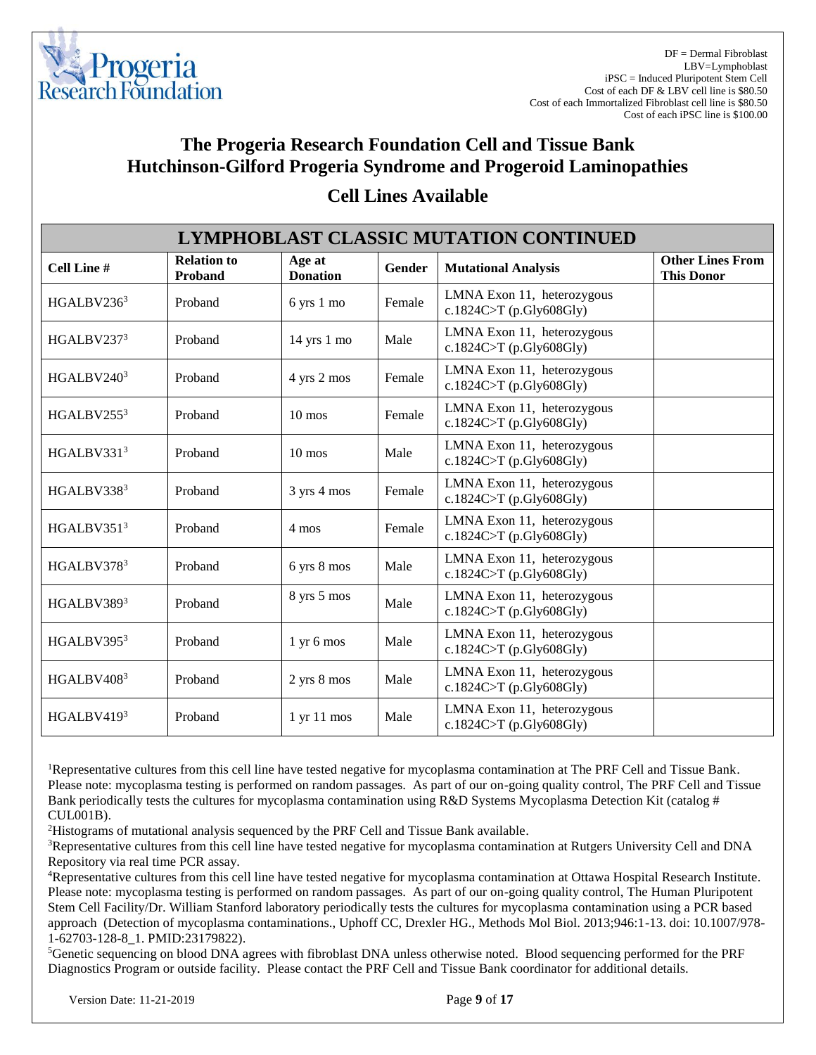DF = Dermal Fibroblast
LBV=Lymphoblast
iPSC = Induced Pluripotent Stem Cell
Cost of each DF & LBV cell line is $80.50
Cost of each Immortalized Fibroblast cell line is $80.50
Cost of each iPSC line is $100.00

# The Progeria Research Foundation Cell and Tissue Bank
# Hutchinson-Gilford Progeria Syndrome and Progeroid Laminopathies

## Cell Lines Available

| LYMPHOBLAST CLASSIC MUTATION CONTINUED | | | | | |
|---|---|---|---|---|---|
| **Cell Line #** | **Relation to Proband** | **Age at Donation** | **Gender** | **Mutational Analysis** | **Other Lines From This Donor** |
| HGALBV236[3] | Proband | 6 yrs 1 mo | Female | LMNA Exon 11, heterozygous c.1824C>T (p.Gly608Gly) | |
| HGALBV237[3] | Proband | 14 yrs 1 mo | Male | LMNA Exon 11, heterozygous c.1824C>T (p.Gly608Gly) | |
| HGALBV240[3] | Proband | 4 yrs 2 mos | Female | LMNA Exon 11, heterozygous c.1824C>T (p.Gly608Gly) | |
| HGALBV255[3] | Proband | 10 mos | Female | LMNA Exon 11, heterozygous c.1824C>T (p.Gly608Gly) | |
| HGALBV331[3] | Proband | 10 mos | Male | LMNA Exon 11, heterozygous c.1824C>T (p.Gly608Gly) | |
| HGALBV338[3] | Proband | 3 yrs 4 mos | Female | LMNA Exon 11, heterozygous c.1824C>T (p.Gly608Gly) | |
| HGALBV351[3] | Proband | 4 mos | Female | LMNA Exon 11, heterozygous c.1824C>T (p.Gly608Gly) | |
| HGALBV378[3] | Proband | 6 yrs 8 mos | Male | LMNA Exon 11, heterozygous c.1824C>T (p.Gly608Gly) | |
| HGALBV389[3] | Proband | 8 yrs 5 mos | Male | LMNA Exon 11, heterozygous c.1824C>T (p.Gly608Gly) | |
| HGALBV395[3] | Proband | 1 yr 6 mos | Male | LMNA Exon 11, heterozygous c.1824C>T (p.Gly608Gly) | |
| HGALBV408[3] | Proband | 2 yrs 8 mos | Male | LMNA Exon 11, heterozygous c.1824C>T (p.Gly608Gly) | |
| HGALBV419[3] | Proband | 1 yr 11 mos | Male | LMNA Exon 11, heterozygous c.1824C>T (p.Gly608Gly) | |

[1]Representative cultures from this cell line have tested negative for mycoplasma contamination at The PRF Cell and Tissue Bank. Please note: mycoplasma testing is performed on random passages. As part of our on-going quality control, The PRF Cell and Tissue Bank periodically tests the cultures for mycoplasma contamination using R&D Systems Mycoplasma Detection Kit (catalog # CUL001B).

[2]Histograms of mutational analysis sequenced by the PRF Cell and Tissue Bank available.

[3]Representative cultures from this cell line have tested negative for mycoplasma contamination at Rutgers University Cell and DNA Repository via real time PCR assay.

[4]Representative cultures from this cell line have tested negative for mycoplasma contamination at Ottawa Hospital Research Institute. Please note: mycoplasma testing is performed on random passages. As part of our on-going quality control, The Human Pluripotent Stem Cell Facility/Dr. William Stanford laboratory periodically tests the cultures for mycoplasma contamination using a PCR based approach (Detection of mycoplasma contaminations., Uphoff CC, Drexler HG., Methods Mol Biol. 2013;946:1-13. doi: 10.1007/978-1-62703-128-8_1. PMID:23179822).

[5]Genetic sequencing on blood DNA agrees with fibroblast DNA unless otherwise noted. Blood sequencing performed for the PRF Diagnostics Program or outside facility. Please contact the PRF Cell and Tissue Bank coordinator for additional details.

Version Date: 11-21-2019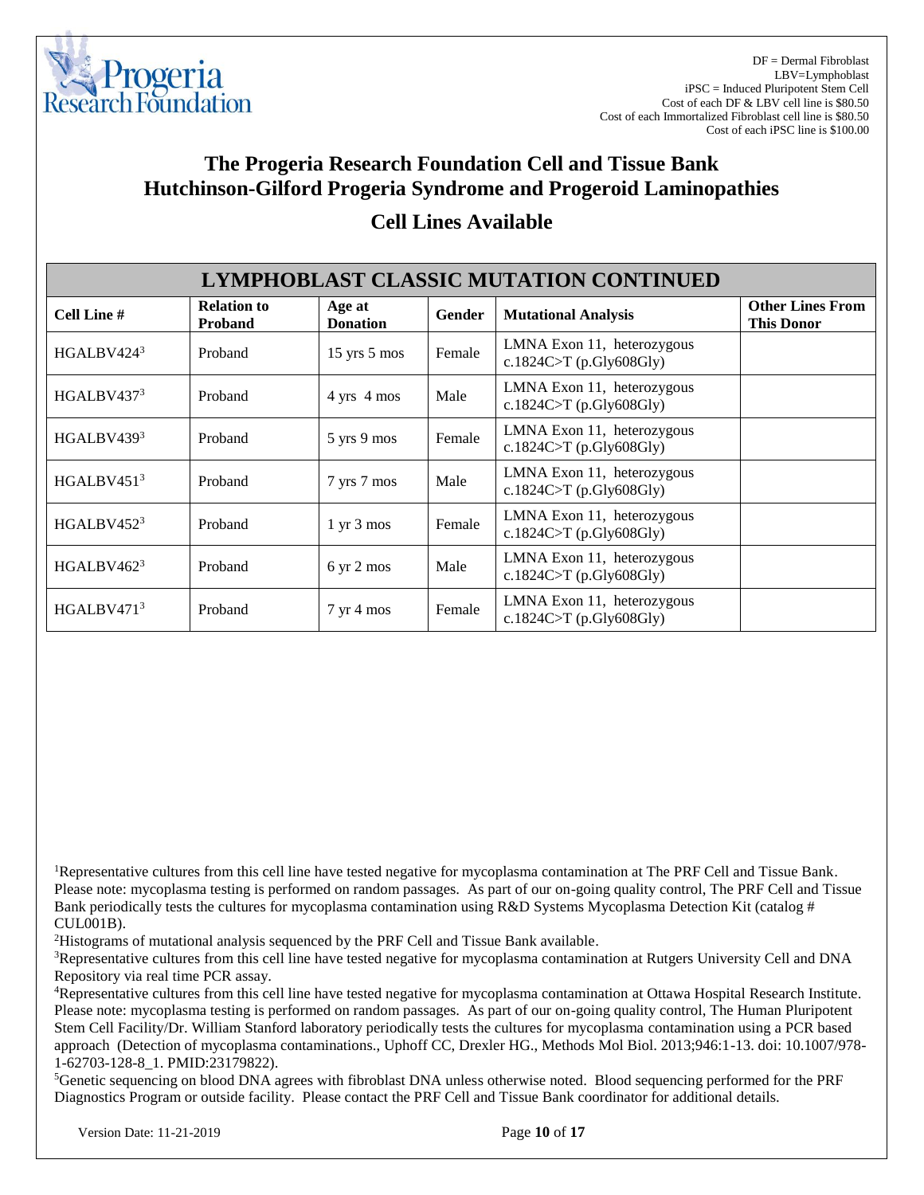DF = Dermal Fibroblast
LBV=Lymphoblast
iPSC = Induced Pluripotent Stem Cell
Cost of each DF & LBV cell line is $80.50
Cost of each Immortalized Fibroblast cell line is $80.50
Cost of each iPSC line is $100.00

# The Progeria Research Foundation Cell and Tissue Bank
# Hutchinson-Gilford Progeria Syndrome and Progeroid Laminopathies

## Cell Lines Available

| LYMPHOBLAST CLASSIC MUTATION CONTINUED | | | | | |
|---|---|---|---|---|---|
| **Cell Line #** | **Relation to Proband** | **Age at Donation** | **Gender** | **Mutational Analysis** | **Other Lines From This Donor** |
| HGALBV424[3] | Proband | 15 yrs 5 mos | Female | LMNA Exon 11, heterozygous c.1824C>T (p.Gly608Gly) | |
| HGALBV437[3] | Proband | 4 yrs 4 mos | Male | LMNA Exon 11, heterozygous c.1824C>T (p.Gly608Gly) | |
| HGALBV439[3] | Proband | 5 yrs 9 mos | Female | LMNA Exon 11, heterozygous c.1824C>T (p.Gly608Gly) | |
| HGALBV451[3] | Proband | 7 yrs 7 mos | Male | LMNA Exon 11, heterozygous c.1824C>T (p.Gly608Gly) | |
| HGALBV452[3] | Proband | 1 yr 3 mos | Female | LMNA Exon 11, heterozygous c.1824C>T (p.Gly608Gly) | |
| HGALBV462[3] | Proband | 6 yr 2 mos | Male | LMNA Exon 11, heterozygous c.1824C>T (p.Gly608Gly) | |
| HGALBV471[3] | Proband | 7 yr 4 mos | Female | LMNA Exon 11, heterozygous c.1824C>T (p.Gly608Gly) | |

[1]Representative cultures from this cell line have tested negative for mycoplasma contamination at The PRF Cell and Tissue Bank. Please note: mycoplasma testing is performed on random passages. As part of our on-going quality control, The PRF Cell and Tissue Bank periodically tests the cultures for mycoplasma contamination using R&D Systems Mycoplasma Detection Kit (catalog # CUL001B).

[2]Histograms of mutational analysis sequenced by the PRF Cell and Tissue Bank available.

[3]Representative cultures from this cell line have tested negative for mycoplasma contamination at Rutgers University Cell and DNA Repository via real time PCR assay.

[4]Representative cultures from this cell line have tested negative for mycoplasma contamination at Ottawa Hospital Research Institute. Please note: mycoplasma testing is performed on random passages. As part of our on-going quality control, The Human Pluripotent Stem Cell Facility/Dr. William Stanford laboratory periodically tests the cultures for mycoplasma contamination using a PCR based approach (Detection of mycoplasma contaminations., Uphoff CC, Drexler HG., Methods Mol Biol. 2013;946:1-13. doi: 10.1007/978-1-62703-128-8_1. PMID:23179822).

[5]Genetic sequencing on blood DNA agrees with fibroblast DNA unless otherwise noted. Blood sequencing performed for the PRF Diagnostics Program or outside facility. Please contact the PRF Cell and Tissue Bank coordinator for additional details.

Version Date: 11-21-2019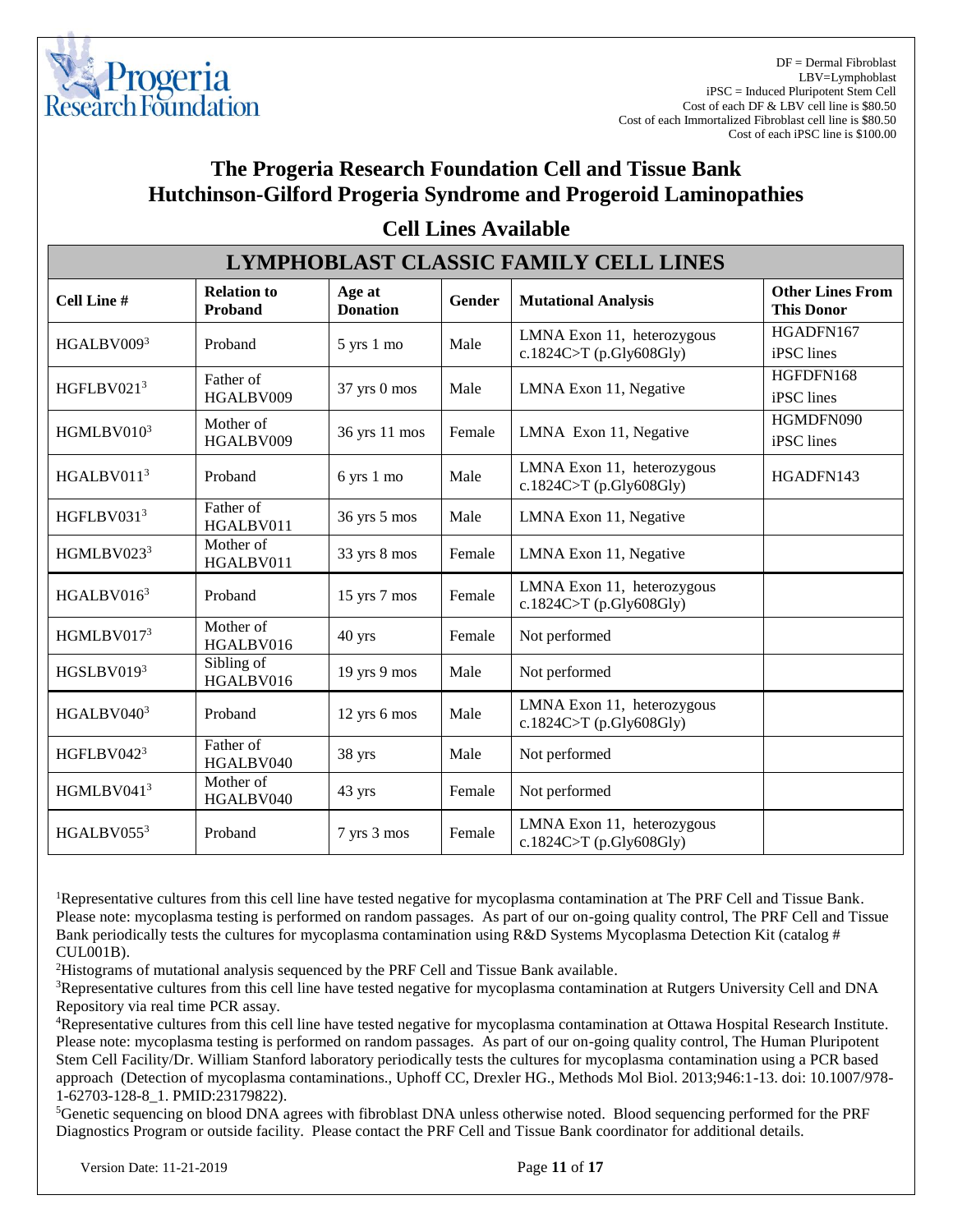DF = Dermal Fibroblast
LBV=Lymphoblast
iPSC = Induced Pluripotent Stem Cell
Cost of each DF & LBV cell line is $80.50
Cost of each Immortalized Fibroblast cell line is $80.50
Cost of each iPSC line is $100.00

# The Progeria Research Foundation Cell and Tissue Bank
# Hutchinson-Gilford Progeria Syndrome and Progeroid Laminopathies

## Cell Lines Available

### LYMPHOBLAST CLASSIC FAMILY CELL LINES

| Cell Line # | Relation to Proband | Age at Donation | Gender | Mutational Analysis | Other Lines From This Donor |
|---|---|---|---|---|---|
| HGALBV009[3] | Proband | 5 yrs 1 mo | Male | LMNA Exon 11, heterozygous c.1824C>T (p.Gly608Gly) | HGADFN167 iPSC lines |
| HGFLBV021[3] | Father of HGALBV009 | 37 yrs 0 mos | Male | LMNA Exon 11, Negative | HGFDFN168 iPSC lines |
| HGMLBV010[3] | Mother of HGALBV009 | 36 yrs 11 mos | Female | LMNA Exon 11, Negative | HGMDFN090 iPSC lines |
| HGALBV011[3] | Proband | 6 yrs 1 mo | Male | LMNA Exon 11, heterozygous c.1824C>T (p.Gly608Gly) | HGADFN143 |
| HGFLBV031[3] | Father of HGALBV011 | 36 yrs 5 mos | Male | LMNA Exon 11, Negative | |
| HGMLBV023[3] | Mother of HGALBV011 | 33 yrs 8 mos | Female | LMNA Exon 11, Negative | |
| HGALBV016[3] | Proband | 15 yrs 7 mos | Female | LMNA Exon 11, heterozygous c.1824C>T (p.Gly608Gly) | |
| HGMLBV017[3] | Mother of HGALBV016 | 40 yrs | Female | Not performed | |
| HGSLBV019[3] | Sibling of HGALBV016 | 19 yrs 9 mos | Male | Not performed | |
| HGALBV040[3] | Proband | 12 yrs 6 mos | Male | LMNA Exon 11, heterozygous c.1824C>T (p.Gly608Gly) | |
| HGFLBV042[3] | Father of HGALBV040 | 38 yrs | Male | Not performed | |
| HGMLBV041[3] | Mother of HGALBV040 | 43 yrs | Female | Not performed | |
| HGALBV055[3] | Proband | 7 yrs 3 mos | Female | LMNA Exon 11, heterozygous c.1824C>T (p.Gly608Gly) | |

[1]Representative cultures from this cell line have tested negative for mycoplasma contamination at The PRF Cell and Tissue Bank. Please note: mycoplasma testing is performed on random passages. As part of our on-going quality control, The PRF Cell and Tissue Bank periodically tests the cultures for mycoplasma contamination using R&D Systems Mycoplasma Detection Kit (catalog # CUL001B).

[2]Histograms of mutational analysis sequenced by the PRF Cell and Tissue Bank available.

[3]Representative cultures from this cell line have tested negative for mycoplasma contamination at Rutgers University Cell and DNA Repository via real time PCR assay.

[4]Representative cultures from this cell line have tested negative for mycoplasma contamination at Ottawa Hospital Research Institute. Please note: mycoplasma testing is performed on random passages. As part of our on-going quality control, The Human Pluripotent Stem Cell Facility/Dr. William Stanford laboratory periodically tests the cultures for mycoplasma contamination using a PCR based approach (Detection of mycoplasma contaminations., Uphoff CC, Drexler HG., Methods Mol Biol. 2013;946:1-13. doi: 10.1007/978-1-62703-128-8_1. PMID:23179822).

[5]Genetic sequencing on blood DNA agrees with fibroblast DNA unless otherwise noted. Blood sequencing performed for the PRF Diagnostics Program or outside facility. Please contact the PRF Cell and Tissue Bank coordinator for additional details.

Version Date: 11-21-2019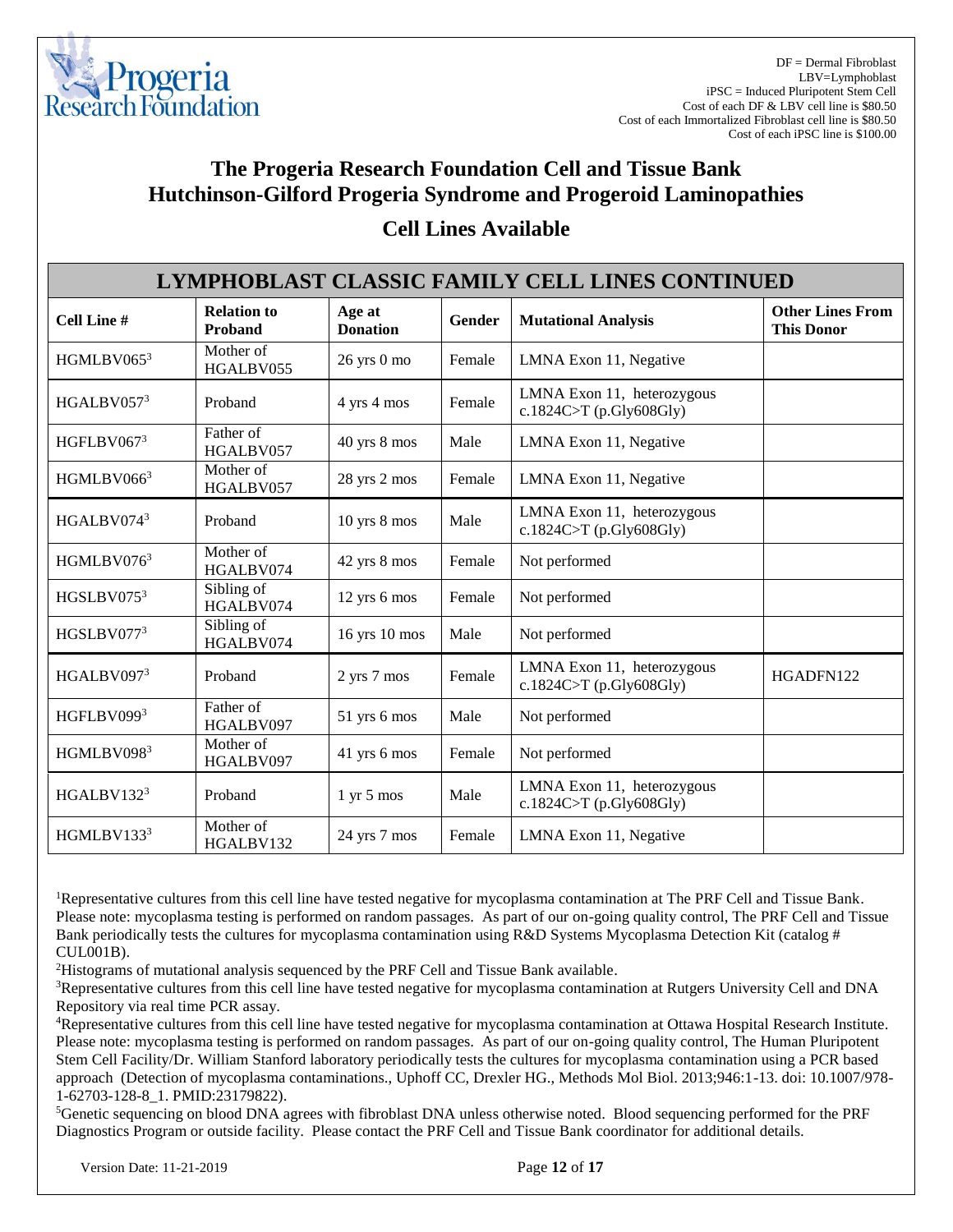DF = Dermal Fibroblast
LBV=Lymphoblast
iPSC = Induced Pluripotent Stem Cell
Cost of each DF & LBV cell line is $80.50
Cost of each Immortalized Fibroblast cell line is $80.50
Cost of each iPSC line is $100.00

# The Progeria Research Foundation Cell and Tissue Bank
# Hutchinson-Gilford Progeria Syndrome and Progeroid Laminopathies

## Cell Lines Available

| LYMPHOBLAST CLASSIC FAMILY CELL LINES CONTINUED | | | | | |
|---|---|---|---|---|---|
| **Cell Line #** | **Relation to Proband** | **Age at Donation** | **Gender** | **Mutational Analysis** | **Other Lines From This Donor** |
| HGMLBV065[3] | Mother of HGALBV055 | 26 yrs 0 mo | Female | LMNA Exon 11, Negative | |
| HGALBV057[3] | Proband | 4 yrs 4 mos | Female | LMNA Exon 11, heterozygous c.1824C>T (p.Gly608Gly) | |
| HGFLBV067[3] | Father of HGALBV057 | 40 yrs 8 mos | Male | LMNA Exon 11, Negative | |
| HGMLBV066[3] | Mother of HGALBV057 | 28 yrs 2 mos | Female | LMNA Exon 11, Negative | |
| HGALBV074[3] | Proband | 10 yrs 8 mos | Male | LMNA Exon 11, heterozygous c.1824C>T (p.Gly608Gly) | |
| HGMLBV076[3] | Mother of HGALBV074 | 42 yrs 8 mos | Female | Not performed | |
| HGSLBV075[3] | Sibling of HGALBV074 | 12 yrs 6 mos | Female | Not performed | |
| HGSLBV077[3] | Sibling of HGALBV074 | 16 yrs 10 mos | Male | Not performed | |
| HGALBV097[3] | Proband | 2 yrs 7 mos | Female | LMNA Exon 11, heterozygous c.1824C>T (p.Gly608Gly) | HGADFN122 |
| HGFLBV099[3] | Father of HGALBV097 | 51 yrs 6 mos | Male | Not performed | |
| HGMLBV098[3] | Mother of HGALBV097 | 41 yrs 6 mos | Female | Not performed | |
| HGALBV132[3] | Proband | 1 yr 5 mos | Male | LMNA Exon 11, heterozygous c.1824C>T (p.Gly608Gly) | |
| HGMLBV133[3] | Mother of HGALBV132 | 24 yrs 7 mos | Female | LMNA Exon 11, Negative | |

[1]Representative cultures from this cell line have tested negative for mycoplasma contamination at The PRF Cell and Tissue Bank. Please note: mycoplasma testing is performed on random passages. As part of our on-going quality control, The PRF Cell and Tissue Bank periodically tests the cultures for mycoplasma contamination using R&D Systems Mycoplasma Detection Kit (catalog # CUL001B).

[2]Histograms of mutational analysis sequenced by the PRF Cell and Tissue Bank available.

[3]Representative cultures from this cell line have tested negative for mycoplasma contamination at Rutgers University Cell and DNA Repository via real time PCR assay.

[4]Representative cultures from this cell line have tested negative for mycoplasma contamination at Ottawa Hospital Research Institute. Please note: mycoplasma testing is performed on random passages. As part of our on-going quality control, The Human Pluripotent Stem Cell Facility/Dr. William Stanford laboratory periodically tests the cultures for mycoplasma contamination using a PCR based approach (Detection of mycoplasma contaminations., Uphoff CC, Drexler HG., Methods Mol Biol. 2013;946:1-13. doi: 10.1007/978-1-62703-128-8_1. PMID:23179822).

[5]Genetic sequencing on blood DNA agrees with fibroblast DNA unless otherwise noted. Blood sequencing performed for the PRF Diagnostics Program or outside facility. Please contact the PRF Cell and Tissue Bank coordinator for additional details.

Version Date: 11-21-2019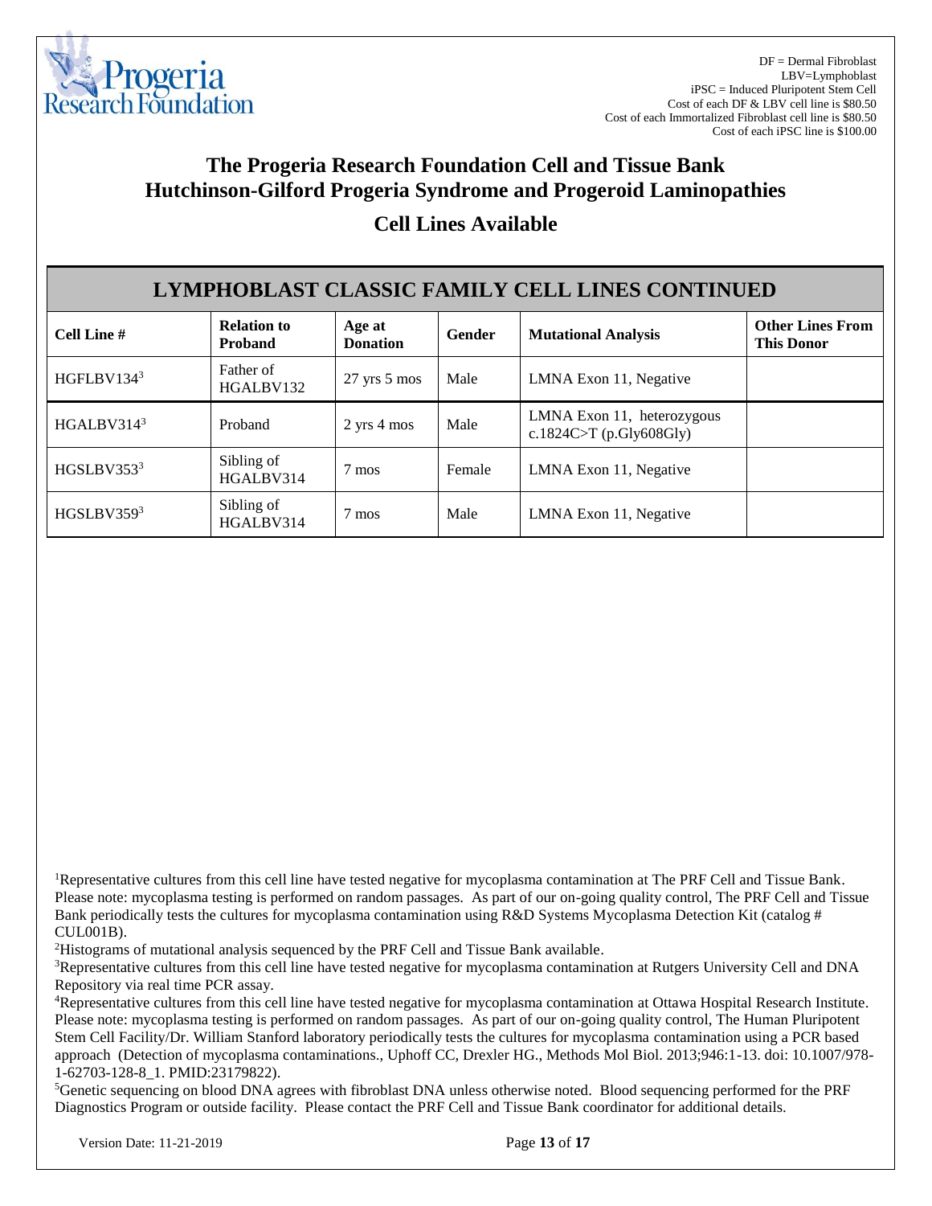DF = Dermal Fibroblast
LBV=Lymphoblast
iPSC = Induced Pluripotent Stem Cell
Cost of each DF & LBV cell line is $80.50
Cost of each Immortalized Fibroblast cell line is $80.50
Cost of each iPSC line is $100.00

# The Progeria Research Foundation Cell and Tissue Bank
# Hutchinson-Gilford Progeria Syndrome and Progeroid Laminopathies

## Cell Lines Available

### LYMPHOBLAST CLASSIC FAMILY CELL LINES CONTINUED

| Cell Line # | Relation to Proband | Age at Donation | Gender | Mutational Analysis | Other Lines From This Donor |
|---|---|---|---|---|---|
| HGFLBV134[3] | Father of HGALBV132 | 27 yrs 5 mos | Male | LMNA Exon 11, Negative | |
| HGALBV314[3] | Proband | 2 yrs 4 mos | Male | LMNA Exon 11, heterozygous c.1824C>T (p.Gly608Gly) | |
| HGSLBV353[3] | Sibling of HGALBV314 | 7 mos | Female | LMNA Exon 11, Negative | |
| HGSLBV359[3] | Sibling of HGALBV314 | 7 mos | Male | LMNA Exon 11, Negative | |

[1]Representative cultures from this cell line have tested negative for mycoplasma contamination at The PRF Cell and Tissue Bank. Please note: mycoplasma testing is performed on random passages. As part of our on-going quality control, The PRF Cell and Tissue Bank periodically tests the cultures for mycoplasma contamination using R&D Systems Mycoplasma Detection Kit (catalog # CUL001B).

[2]Histograms of mutational analysis sequenced by the PRF Cell and Tissue Bank available.

[3]Representative cultures from this cell line have tested negative for mycoplasma contamination at Rutgers University Cell and DNA Repository via real time PCR assay.

[4]Representative cultures from this cell line have tested negative for mycoplasma contamination at Ottawa Hospital Research Institute. Please note: mycoplasma testing is performed on random passages. As part of our on-going quality control, The Human Pluripotent Stem Cell Facility/Dr. William Stanford laboratory periodically tests the cultures for mycoplasma contamination using a PCR based approach (Detection of mycoplasma contaminations., Uphoff CC, Drexler HG., Methods Mol Biol. 2013;946:1-13. doi: 10.1007/978-1-62703-128-8_1. PMID:23179822).

[5]Genetic sequencing on blood DNA agrees with fibroblast DNA unless otherwise noted. Blood sequencing performed for the PRF Diagnostics Program or outside facility. Please contact the PRF Cell and Tissue Bank coordinator for additional details.

Version Date: 11-21-2019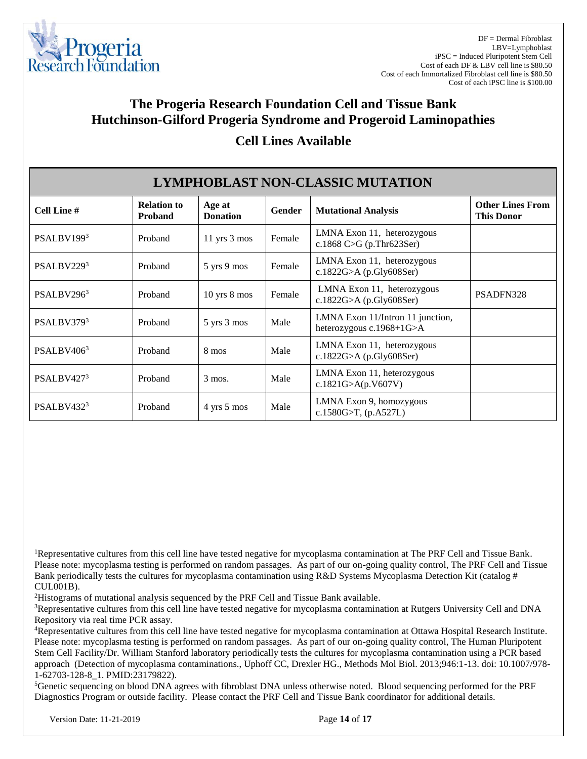DF = Dermal Fibroblast
LBV=Lymphoblast
iPSC = Induced Pluripotent Stem Cell
Cost of each DF & LBV cell line is $80.50
Cost of each Immortalized Fibroblast cell line is $80.50
Cost of each iPSC line is $100.00

# The Progeria Research Foundation Cell and Tissue Bank
# Hutchinson-Gilford Progeria Syndrome and Progeroid Laminopathies
## Cell Lines Available

## LYMPHOBLAST NON-CLASSIC MUTATION

| Cell Line # | Relation to Proband | Age at Donation | Gender | Mutational Analysis | Other Lines From This Donor |
|---|---|---|---|---|---|
| PSALBV199[3] | Proband | 11 yrs 3 mos | Female | LMNA Exon 11, heterozygous c.1868 C>G (p.Thr623Ser) | |
| PSALBV229[3] | Proband | 5 yrs 9 mos | Female | LMNA Exon 11, heterozygous c.1822G>A (p.Gly608Ser) | |
| PSALBV296[3] | Proband | 10 yrs 8 mos | Female | LMNA Exon 11, heterozygous c.1822G>A (p.Gly608Ser) | PSADFN328 |
| PSALBV379[3] | Proband | 5 yrs 3 mos | Male | LMNA Exon 11/Intron 11 junction, heterozygous c.1968+1G>A | |
| PSALBV406[3] | Proband | 8 mos | Male | LMNA Exon 11, heterozygous c.1822G>A (p.Gly608Ser) | |
| PSALBV427[3] | Proband | 3 mos. | Male | LMNA Exon 11, heterozygous c.1821G>A(p.V607V) | |
| PSALBV432[3] | Proband | 4 yrs 5 mos | Male | LMNA Exon 9, homozygous c.1580G>T, (p.A527L) | |

[1]Representative cultures from this cell line have tested negative for mycoplasma contamination at The PRF Cell and Tissue Bank. Please note: mycoplasma testing is performed on random passages. As part of our on-going quality control, The PRF Cell and Tissue Bank periodically tests the cultures for mycoplasma contamination using R&D Systems Mycoplasma Detection Kit (catalog # CUL001B).

[2]Histograms of mutational analysis sequenced by the PRF Cell and Tissue Bank available.

[3]Representative cultures from this cell line have tested negative for mycoplasma contamination at Rutgers University Cell and DNA Repository via real time PCR assay.

[4]Representative cultures from this cell line have tested negative for mycoplasma contamination at Ottawa Hospital Research Institute. Please note: mycoplasma testing is performed on random passages. As part of our on-going quality control, The Human Pluripotent Stem Cell Facility/Dr. William Stanford laboratory periodically tests the cultures for mycoplasma contamination using a PCR based approach (Detection of mycoplasma contaminations., Uphoff CC, Drexler HG., Methods Mol Biol. 2013;946:1-13. doi: 10.1007/978-1-62703-128-8_1. PMID:23179822).

[5]Genetic sequencing on blood DNA agrees with fibroblast DNA unless otherwise noted. Blood sequencing performed for the PRF Diagnostics Program or outside facility. Please contact the PRF Cell and Tissue Bank coordinator for additional details.

Version Date: 11-21-2019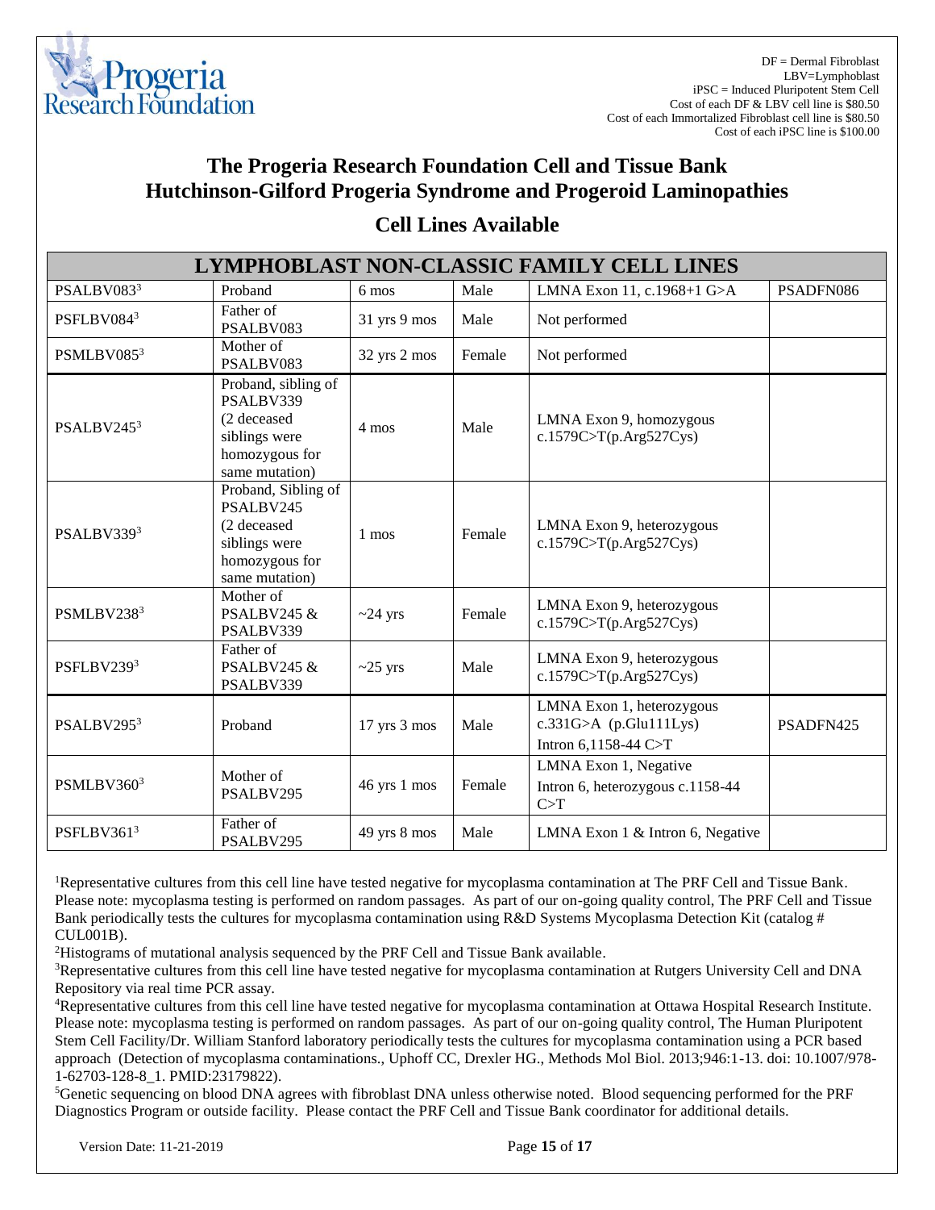DF = Dermal Fibroblast
LBV=Lymphoblast
iPSC = Induced Pluripotent Stem Cell
Cost of each DF & LBV cell line is $80.50
Cost of each Immortalized Fibroblast cell line is $80.50
Cost of each iPSC line is $100.00

# The Progeria Research Foundation Cell and Tissue Bank
# Hutchinson-Gilford Progeria Syndrome and Progeroid Laminopathies

## Cell Lines Available

| LYMPHOBLAST NON-CLASSIC FAMILY CELL LINES | | | | | |
|---|---|---|---|---|---|
| PSALBV083[3] | Proband | 6 mos | Male | LMNA Exon 11, c.1968+1 G>A | PSADFN086 |
| PSFLBV084[3] | Father of PSALBV083 | 31 yrs 9 mos | Male | Not performed | |
| PSMLBV085[3] | Mother of PSALBV083 | 32 yrs 2 mos | Female | Not performed | |
| PSALBV245[3] | Proband, sibling of PSALBV339 (2 deceased siblings were homozygous for same mutation) | 4 mos | Male | LMNA Exon 9, homozygous c.1579C>T(p.Arg527Cys) | |
| PSALBV339[3] | Proband, Sibling of PSALBV245 (2 deceased siblings were homozygous for same mutation) | 1 mos | Female | LMNA Exon 9, heterozygous c.1579C>T(p.Arg527Cys) | |
| PSMLBV238[3] | Mother of PSALBV245 & PSALBV339 | ~24 yrs | Female | LMNA Exon 9, heterozygous c.1579C>T(p.Arg527Cys) | |
| PSFLBV239[3] | Father of PSALBV245 & PSALBV339 | ~25 yrs | Male | LMNA Exon 9, heterozygous c.1579C>T(p.Arg527Cys) | |
| PSALBV295[3] | Proband | 17 yrs 3 mos | Male | LMNA Exon 1, heterozygous c.331G>A (p.Glu111Lys) Intron 6,1158-44 C>T | PSADFN425 |
| PSMLBV360[3] | Mother of PSALBV295 | 46 yrs 1 mos | Female | LMNA Exon 1, Negative Intron 6, heterozygous c.1158-44 C>T | |
| PSFLBV361[3] | Father of PSALBV295 | 49 yrs 8 mos | Male | LMNA Exon 1 & Intron 6, Negative | |

[1]Representative cultures from this cell line have tested negative for mycoplasma contamination at The PRF Cell and Tissue Bank. Please note: mycoplasma testing is performed on random passages. As part of our on-going quality control, The PRF Cell and Tissue Bank periodically tests the cultures for mycoplasma contamination using R&D Systems Mycoplasma Detection Kit (catalog # CUL001B).

[2]Histograms of mutational analysis sequenced by the PRF Cell and Tissue Bank available.

[3]Representative cultures from this cell line have tested negative for mycoplasma contamination at Rutgers University Cell and DNA Repository via real time PCR assay.

[4]Representative cultures from this cell line have tested negative for mycoplasma contamination at Ottawa Hospital Research Institute. Please note: mycoplasma testing is performed on random passages. As part of our on-going quality control, The Human Pluripotent Stem Cell Facility/Dr. William Stanford laboratory periodically tests the cultures for mycoplasma contamination using a PCR based approach (Detection of mycoplasma contaminations., Uphoff CC, Drexler HG., Methods Mol Biol. 2013;946:1-13. doi: 10.1007/978-1-62703-128-8_1. PMID:23179822).

[5]Genetic sequencing on blood DNA agrees with fibroblast DNA unless otherwise noted. Blood sequencing performed for the PRF Diagnostics Program or outside facility. Please contact the PRF Cell and Tissue Bank coordinator for additional details.

Version Date: 11-21-2019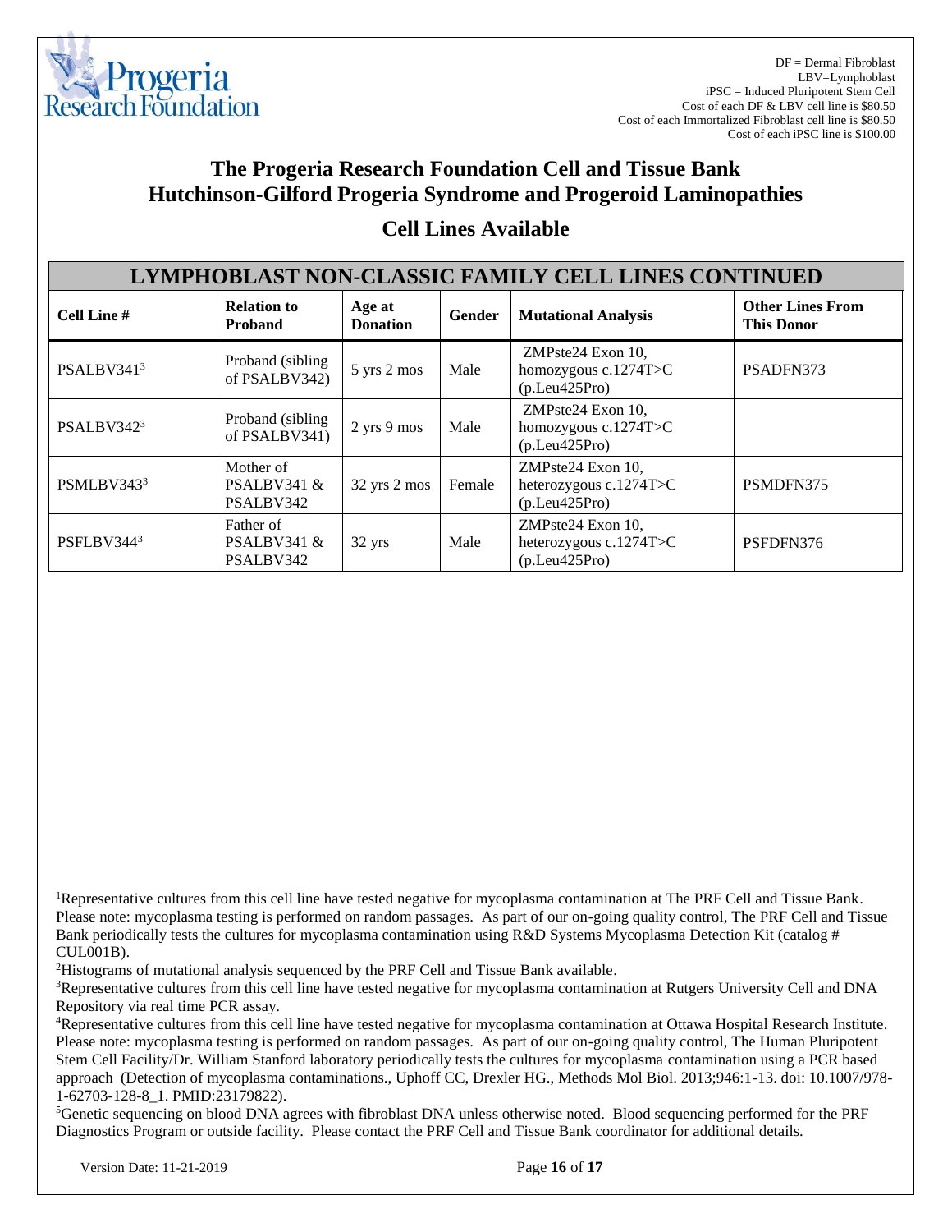DF = Dermal Fibroblast
LBV=Lymphoblast
iPSC = Induced Pluripotent Stem Cell
Cost of each DF & LBV cell line is $80.50
Cost of each Immortalized Fibroblast cell line is $80.50
Cost of each iPSC line is $100.00

# The Progeria Research Foundation Cell and Tissue Bank
# Hutchinson-Gilford Progeria Syndrome and Progeroid Laminopathies

## Cell Lines Available

### LYMPHOBLAST NON-CLASSIC FAMILY CELL LINES CONTINUED

| Cell Line # | Relation to Proband | Age at Donation | Gender | Mutational Analysis | Other Lines From This Donor |
|---|---|---|---|---|---|
| PSALBV341[3] | Proband (sibling of PSALBV342) | 5 yrs 2 mos | Male | ZMPste24 Exon 10, homozygous c.1274T>C (p.Leu425Pro) | PSADFN373 |
| PSALBV342[3] | Proband (sibling of PSALBV341) | 2 yrs 9 mos | Male | ZMPste24 Exon 10, homozygous c.1274T>C (p.Leu425Pro) | |
| PSMLBV343[3] | Mother of PSALBV341 & PSALBV342 | 32 yrs 2 mos | Female | ZMPste24 Exon 10, heterozygous c.1274T>C (p.Leu425Pro) | PSMDFN375 |
| PSFLBV344[3] | Father of PSALBV341 & PSALBV342 | 32 yrs | Male | ZMPste24 Exon 10, heterozygous c.1274T>C (p.Leu425Pro) | PSFDFN376 |

[1]Representative cultures from this cell line have tested negative for mycoplasma contamination at The PRF Cell and Tissue Bank. Please note: mycoplasma testing is performed on random passages. As part of our on-going quality control, The PRF Cell and Tissue Bank periodically tests the cultures for mycoplasma contamination using R&D Systems Mycoplasma Detection Kit (catalog # CUL001B).

[2]Histograms of mutational analysis sequenced by the PRF Cell and Tissue Bank available.

[3]Representative cultures from this cell line have tested negative for mycoplasma contamination at Rutgers University Cell and DNA Repository via real time PCR assay.

[4]Representative cultures from this cell line have tested negative for mycoplasma contamination at Ottawa Hospital Research Institute. Please note: mycoplasma testing is performed on random passages. As part of our on-going quality control, The Human Pluripotent Stem Cell Facility/Dr. William Stanford laboratory periodically tests the cultures for mycoplasma contamination using a PCR based approach (Detection of mycoplasma contaminations., Uphoff CC, Drexler HG., Methods Mol Biol. 2013;946:1-13. doi: 10.1007/978-1-62703-128-8_1. PMID:23179822).

[5]Genetic sequencing on blood DNA agrees with fibroblast DNA unless otherwise noted. Blood sequencing performed for the PRF Diagnostics Program or outside facility. Please contact the PRF Cell and Tissue Bank coordinator for additional details.

Version Date: 11-21-2019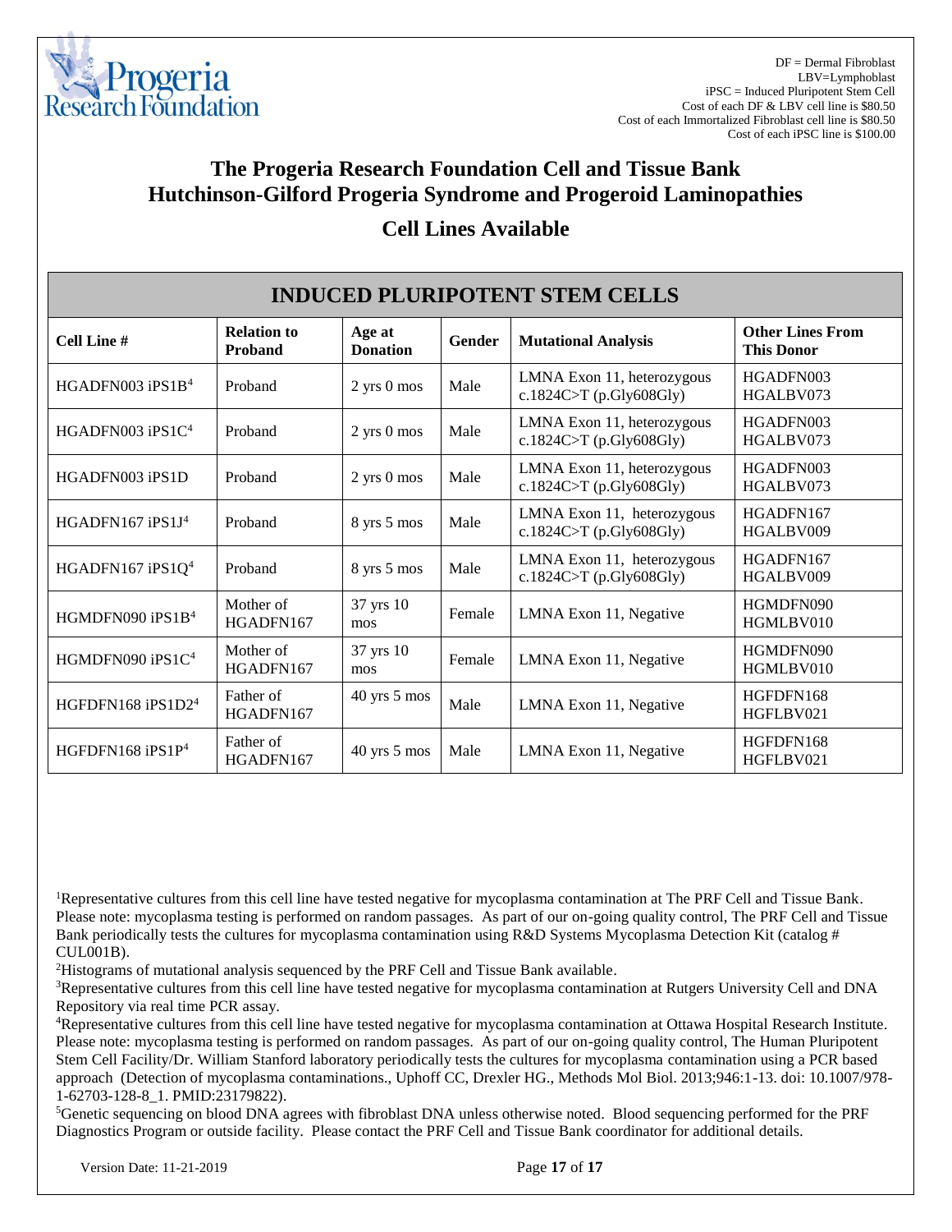DF = Dermal Fibroblast
LBV=Lymphoblast
iPSC = Induced Pluripotent Stem Cell
Cost of each DF & LBV cell line is $80.50
Cost of each Immortalized Fibroblast cell line is $80.50
Cost of each iPSC line is $100.00

# The Progeria Research Foundation Cell and Tissue Bank
# Hutchinson-Gilford Progeria Syndrome and Progeroid Laminopathies

## Cell Lines Available

| INDUCED PLURIPOTENT STEM CELLS | | | | | |
|---|---|---|---|---|---|
| **Cell Line #** | **Relation to Proband** | **Age at Donation** | **Gender** | **Mutational Analysis** | **Other Lines From This Donor** |
| HGADFN003 iPS1B[4] | Proband | 2 yrs 0 mos | Male | LMNA Exon 11, heterozygous c.1824C>T (p.Gly608Gly) | HGADFN003 HGALBV073 |
| HGADFN003 iPS1C[4] | Proband | 2 yrs 0 mos | Male | LMNA Exon 11, heterozygous c.1824C>T (p.Gly608Gly) | HGADFN003 HGALBV073 |
| HGADFN003 iPS1D | Proband | 2 yrs 0 mos | Male | LMNA Exon 11, heterozygous c.1824C>T (p.Gly608Gly) | HGADFN003 HGALBV073 |
| HGADFN167 iPS1J[4] | Proband | 8 yrs 5 mos | Male | LMNA Exon 11, heterozygous c.1824C>T (p.Gly608Gly) | HGADFN167 HGALBV009 |
| HGADFN167 iPS1Q[4] | Proband | 8 yrs 5 mos | Male | LMNA Exon 11, heterozygous c.1824C>T (p.Gly608Gly) | HGADFN167 HGALBV009 |
| HGMDFN090 iPS1B[4] | Mother of HGADFN167 | 37 yrs 10 mos | Female | LMNA Exon 11, Negative | HGMDFN090 HGMLBV010 |
| HGMDFN090 iPS1C[4] | Mother of HGADFN167 | 37 yrs 10 mos | Female | LMNA Exon 11, Negative | HGMDFN090 HGMLBV010 |
| HGFDFN168 iPS1D2[4] | Father of HGADFN167 | 40 yrs 5 mos | Male | LMNA Exon 11, Negative | HGFDFN168 HGFLBV021 |
| HGFDFN168 iPS1P[4] | Father of HGADFN167 | 40 yrs 5 mos | Male | LMNA Exon 11, Negative | HGFDFN168 HGFLBV021 |

[1]Representative cultures from this cell line have tested negative for mycoplasma contamination at The PRF Cell and Tissue Bank. Please note: mycoplasma testing is performed on random passages. As part of our on-going quality control, The PRF Cell and Tissue Bank periodically tests the cultures for mycoplasma contamination using R&D Systems Mycoplasma Detection Kit (catalog # CUL001B).

[2]Histograms of mutational analysis sequenced by the PRF Cell and Tissue Bank available.

[3]Representative cultures from this cell line have tested negative for mycoplasma contamination at Rutgers University Cell and DNA Repository via real time PCR assay.

[4]Representative cultures from this cell line have tested negative for mycoplasma contamination at Ottawa Hospital Research Institute. Please note: mycoplasma testing is performed on random passages. As part of our on-going quality control, The Human Pluripotent Stem Cell Facility/Dr. William Stanford laboratory periodically tests the cultures for mycoplasma contamination using a PCR based approach (Detection of mycoplasma contaminations., Uphoff CC, Drexler HG., Methods Mol Biol. 2013;946:1-13. doi: 10.1007/978-1-62703-128-8_1. PMID:23179822).

[5]Genetic sequencing on blood DNA agrees with fibroblast DNA unless otherwise noted. Blood sequencing performed for the PRF Diagnostics Program or outside facility. Please contact the PRF Cell and Tissue Bank coordinator for additional details.

Version Date: 11-21-2019